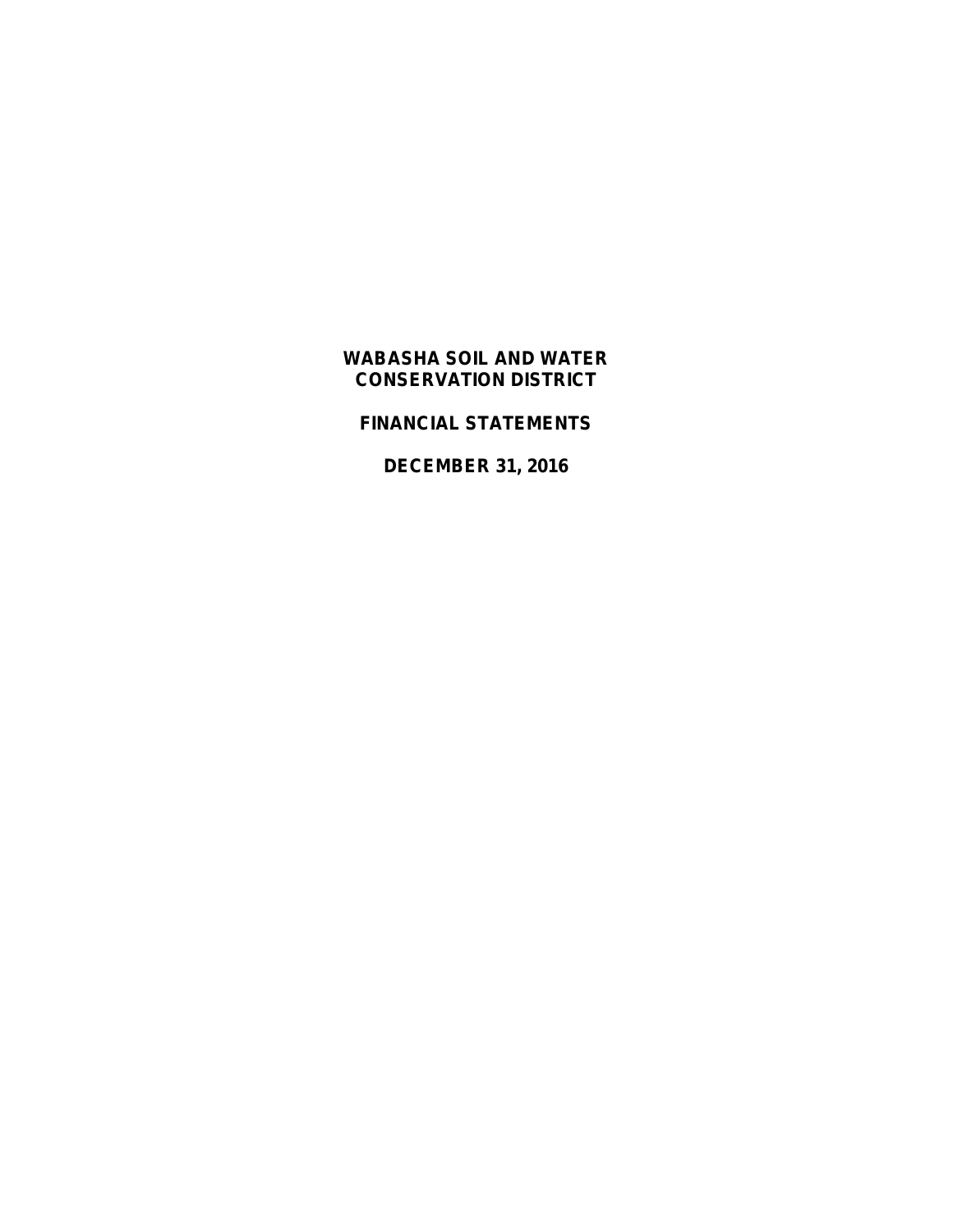# WABASHA SOIL AND WATER CONSERVATION DISTRICT

## FINANCIAL STATEMENTS

## DECEMBER 31, 2016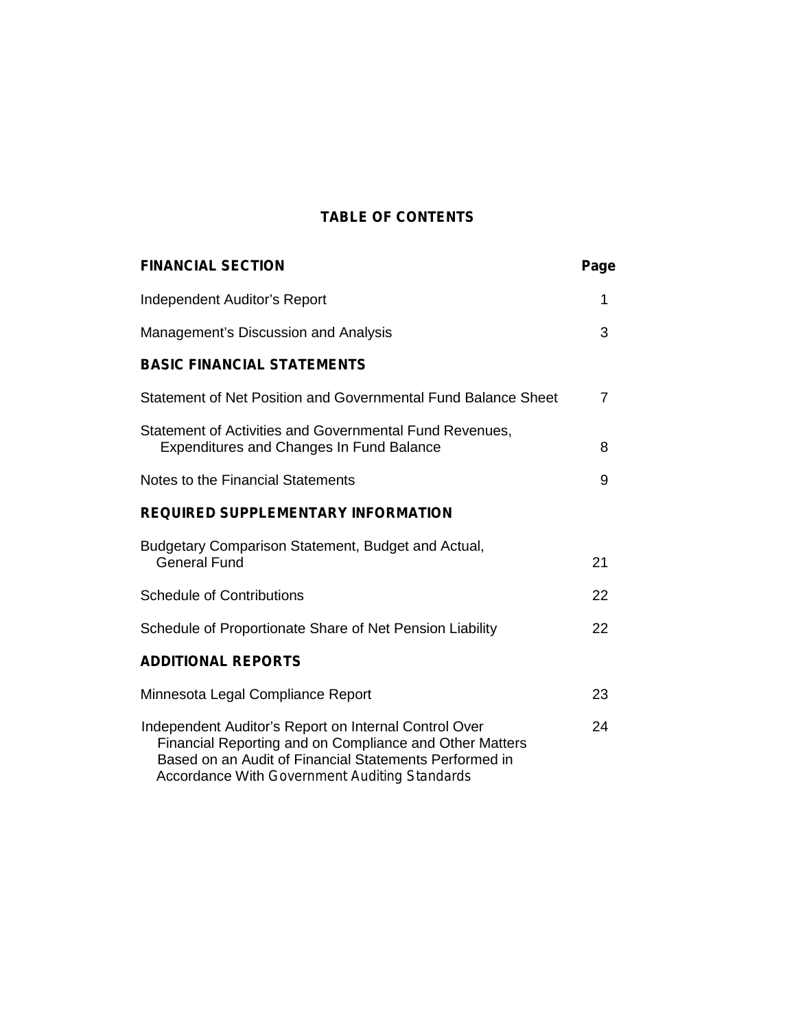# TABLE OF CONTENTS

| FINANCIAL SECTION | Page |
|---|---|
| Independent Auditor's Report | 1 |
| Management's Discussion and Analysis | 3 |
| **BASIC FINANCIAL STATEMENTS** | |
| Statement of Net Position and Governmental Fund Balance Sheet | 7 |
| Statement of Activities and Governmental Fund Revenues, Expenditures and Changes In Fund Balance | 8 |
| Notes to the Financial Statements | 9 |
| **REQUIRED SUPPLEMENTARY INFORMATION** | |
| Budgetary Comparison Statement, Budget and Actual, General Fund | 21 |
| Schedule of Contributions | 22 |
| Schedule of Proportionate Share of Net Pension Liability | 22 |
| **ADDITIONAL REPORTS** | |
| Minnesota Legal Compliance Report | 23 |
| Independent Auditor's Report on Internal Control Over Financial Reporting and on Compliance and Other Matters Based on an Audit of Financial Statements Performed in Accordance With *Government Auditing Standards* | 24 |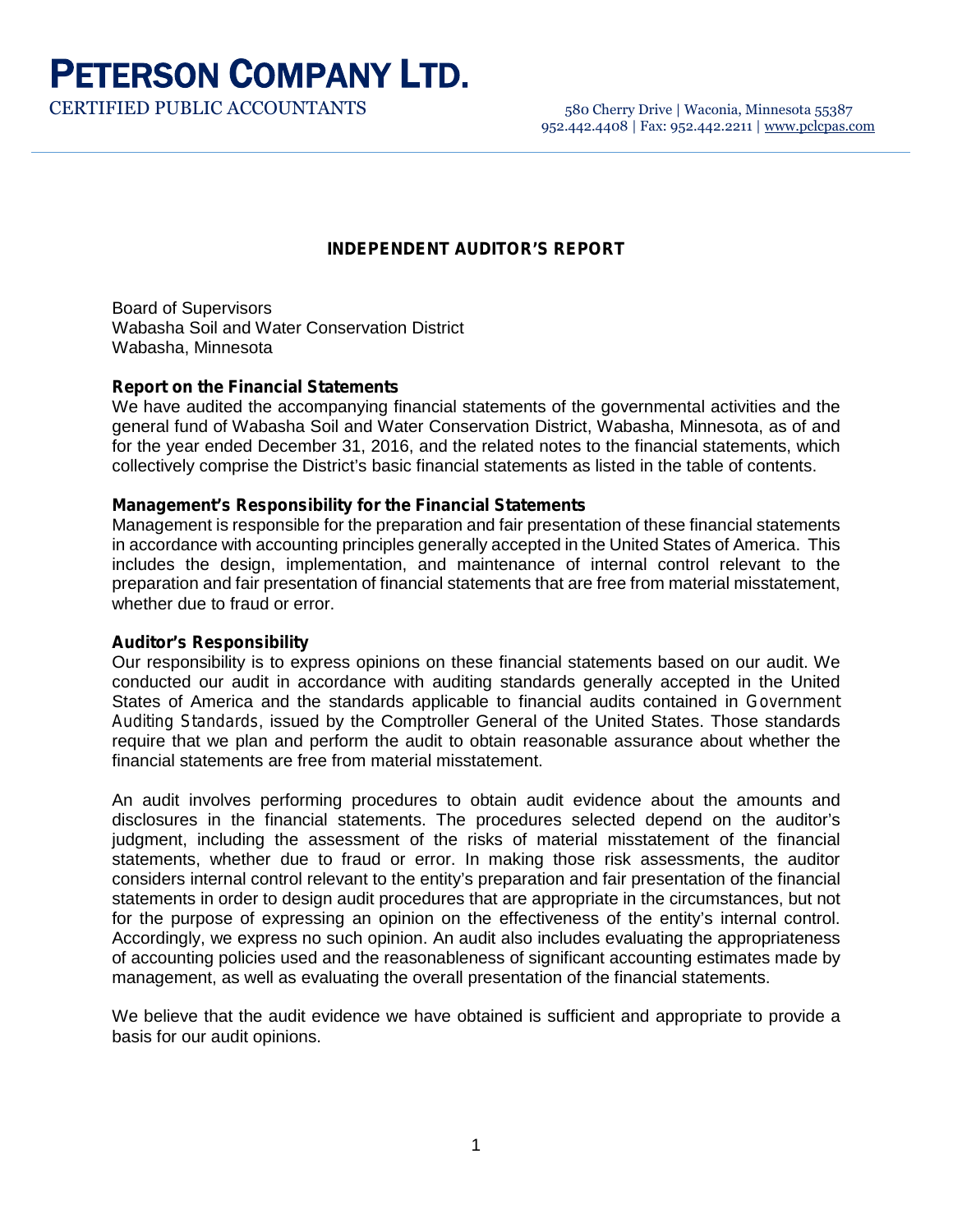# PETERSON COMPANY LTD.

CERTIFIED PUBLIC ACCOUNTANTS

580 Cherry Drive | Waconia, Minnesota 55387
952.442.4408 | Fax: 952.442.2211 | www.pclcpas.com

## INDEPENDENT AUDITOR'S REPORT

Board of Supervisors
Wabasha Soil and Water Conservation District
Wabasha, Minnesota

**Report on the Financial Statements**

We have audited the accompanying financial statements of the governmental activities and the general fund of Wabasha Soil and Water Conservation District, Wabasha, Minnesota, as of and for the year ended December 31, 2016, and the related notes to the financial statements, which collectively comprise the District's basic financial statements as listed in the table of contents.

**Management's Responsibility for the Financial Statements**

Management is responsible for the preparation and fair presentation of these financial statements in accordance with accounting principles generally accepted in the United States of America. This includes the design, implementation, and maintenance of internal control relevant to the preparation and fair presentation of financial statements that are free from material misstatement, whether due to fraud or error.

**Auditor's Responsibility**

Our responsibility is to express opinions on these financial statements based on our audit. We conducted our audit in accordance with auditing standards generally accepted in the United States of America and the standards applicable to financial audits contained in *Government Auditing Standards*, issued by the Comptroller General of the United States. Those standards require that we plan and perform the audit to obtain reasonable assurance about whether the financial statements are free from material misstatement.

An audit involves performing procedures to obtain audit evidence about the amounts and disclosures in the financial statements. The procedures selected depend on the auditor's judgment, including the assessment of the risks of material misstatement of the financial statements, whether due to fraud or error. In making those risk assessments, the auditor considers internal control relevant to the entity's preparation and fair presentation of the financial statements in order to design audit procedures that are appropriate in the circumstances, but not for the purpose of expressing an opinion on the effectiveness of the entity's internal control. Accordingly, we express no such opinion. An audit also includes evaluating the appropriateness of accounting policies used and the reasonableness of significant accounting estimates made by management, as well as evaluating the overall presentation of the financial statements.

We believe that the audit evidence we have obtained is sufficient and appropriate to provide a basis for our audit opinions.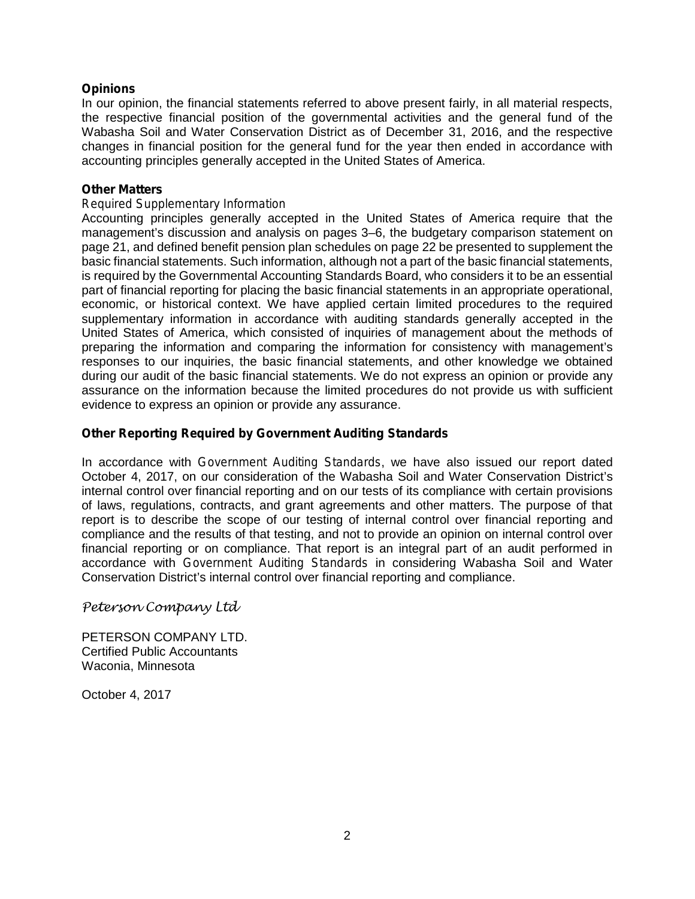**Opinions**

In our opinion, the financial statements referred to above present fairly, in all material respects, the respective financial position of the governmental activities and the general fund of the Wabasha Soil and Water Conservation District as of December 31, 2016, and the respective changes in financial position for the general fund for the year then ended in accordance with accounting principles generally accepted in the United States of America.

**Other Matters**

*Required Supplementary Information*

Accounting principles generally accepted in the United States of America require that the management's discussion and analysis on pages 3–6, the budgetary comparison statement on page 21, and defined benefit pension plan schedules on page 22 be presented to supplement the basic financial statements. Such information, although not a part of the basic financial statements, is required by the Governmental Accounting Standards Board, who considers it to be an essential part of financial reporting for placing the basic financial statements in an appropriate operational, economic, or historical context. We have applied certain limited procedures to the required supplementary information in accordance with auditing standards generally accepted in the United States of America, which consisted of inquiries of management about the methods of preparing the information and comparing the information for consistency with management's responses to our inquiries, the basic financial statements, and other knowledge we obtained during our audit of the basic financial statements. We do not express an opinion or provide any assurance on the information because the limited procedures do not provide us with sufficient evidence to express an opinion or provide any assurance.

**Other Reporting Required by Government Auditing Standards**

In accordance with *Government Auditing Standards*, we have also issued our report dated October 4, 2017, on our consideration of the Wabasha Soil and Water Conservation District's internal control over financial reporting and on our tests of its compliance with certain provisions of laws, regulations, contracts, and grant agreements and other matters. The purpose of that report is to describe the scope of our testing of internal control over financial reporting and compliance and the results of that testing, and not to provide an opinion on internal control over financial reporting or on compliance. That report is an integral part of an audit performed in accordance with *Government Auditing Standards* in considering Wabasha Soil and Water Conservation District's internal control over financial reporting and compliance.

*Peterson Company Ltd*

PETERSON COMPANY LTD.
Certified Public Accountants
Waconia, Minnesota

October 4, 2017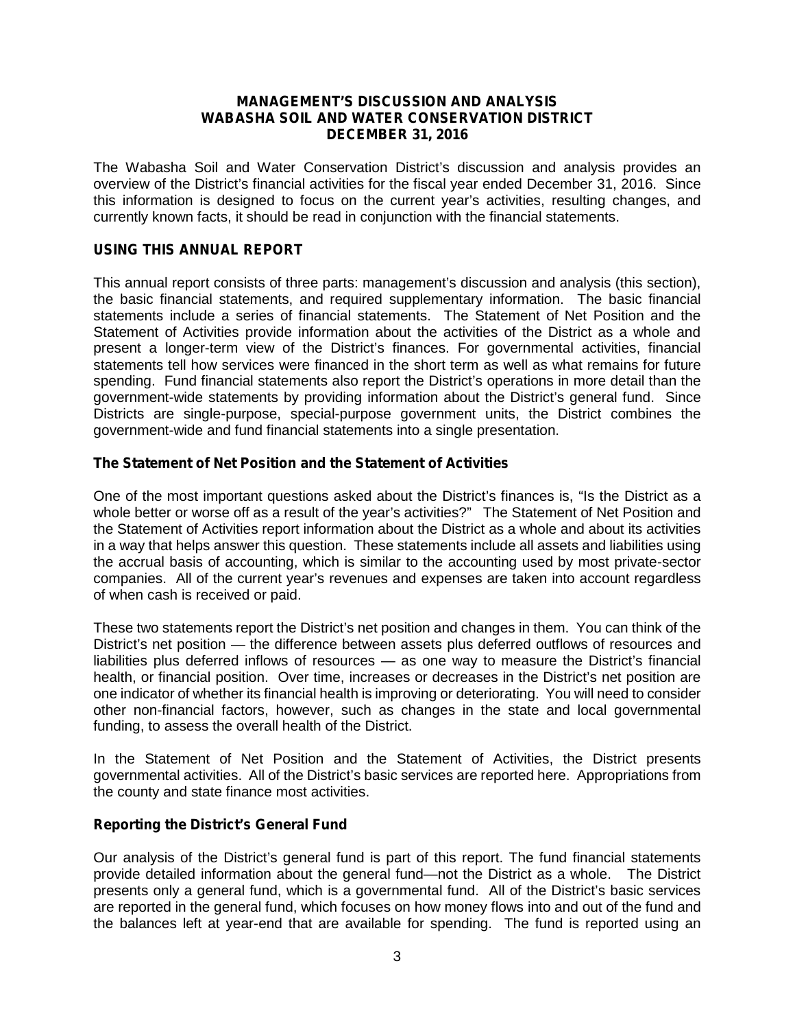**MANAGEMENT'S DISCUSSION AND ANALYSIS**
**WABASHA SOIL AND WATER CONSERVATION DISTRICT**
**DECEMBER 31, 2016**

The Wabasha Soil and Water Conservation District's discussion and analysis provides an overview of the District's financial activities for the fiscal year ended December 31, 2016. Since this information is designed to focus on the current year's activities, resulting changes, and currently known facts, it should be read in conjunction with the financial statements.

## USING THIS ANNUAL REPORT

This annual report consists of three parts: management's discussion and analysis (this section), the basic financial statements, and required supplementary information. The basic financial statements include a series of financial statements. The Statement of Net Position and the Statement of Activities provide information about the activities of the District as a whole and present a longer-term view of the District's finances. For governmental activities, financial statements tell how services were financed in the short term as well as what remains for future spending. Fund financial statements also report the District's operations in more detail than the government-wide statements by providing information about the District's general fund. Since Districts are single-purpose, special-purpose government units, the District combines the government-wide and fund financial statements into a single presentation.

### The Statement of Net Position and the Statement of Activities

One of the most important questions asked about the District's finances is, "Is the District as a whole better or worse off as a result of the year's activities?" The Statement of Net Position and the Statement of Activities report information about the District as a whole and about its activities in a way that helps answer this question. These statements include all assets and liabilities using the accrual basis of accounting, which is similar to the accounting used by most private-sector companies. All of the current year's revenues and expenses are taken into account regardless of when cash is received or paid.

These two statements report the District's net position and changes in them. You can think of the District's net position — the difference between assets plus deferred outflows of resources and liabilities plus deferred inflows of resources — as one way to measure the District's financial health, or financial position. Over time, increases or decreases in the District's net position are one indicator of whether its financial health is improving or deteriorating. You will need to consider other non-financial factors, however, such as changes in the state and local governmental funding, to assess the overall health of the District.

In the Statement of Net Position and the Statement of Activities, the District presents governmental activities. All of the District's basic services are reported here. Appropriations from the county and state finance most activities.

### Reporting the District's General Fund

Our analysis of the District's general fund is part of this report. The fund financial statements provide detailed information about the general fund—not the District as a whole. The District presents only a general fund, which is a governmental fund. All of the District's basic services are reported in the general fund, which focuses on how money flows into and out of the fund and the balances left at year-end that are available for spending. The fund is reported using an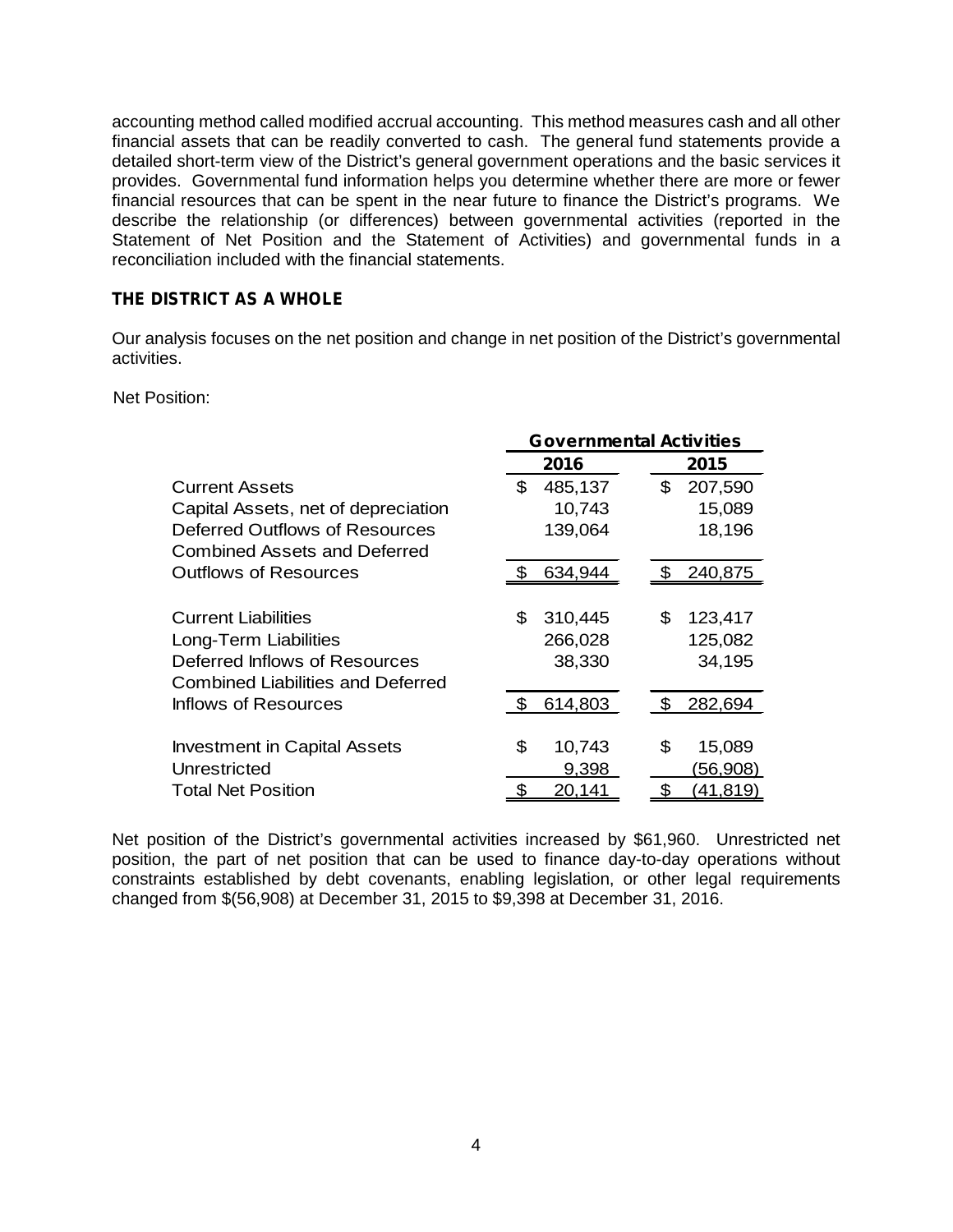accounting method called modified accrual accounting. This method measures cash and all other financial assets that can be readily converted to cash. The general fund statements provide a detailed short-term view of the District's general government operations and the basic services it provides. Governmental fund information helps you determine whether there are more or fewer financial resources that can be spent in the near future to finance the District's programs. We describe the relationship (or differences) between governmental activities (reported in the Statement of Net Position and the Statement of Activities) and governmental funds in a reconciliation included with the financial statements.

## THE DISTRICT AS A WHOLE

Our analysis focuses on the net position and change in net position of the District's governmental activities.

Net Position:

| | Governmental Activities | |
|---|---|---|
| | 2016 | 2015 |
| Current Assets | $ 485,137 | $ 207,590 |
| Capital Assets, net of depreciation | 10,743 | 15,089 |
| Deferred Outflows of Resources | 139,064 | 18,196 |
| Combined Assets and Deferred Outflows of Resources | $ 634,944 | $ 240,875 |
| Current Liabilities | $ 310,445 | $ 123,417 |
| Long-Term Liabilities | 266,028 | 125,082 |
| Deferred Inflows of Resources | 38,330 | 34,195 |
| Combined Liabilities and Deferred Inflows of Resources | $ 614,803 | $ 282,694 |
| Investment in Capital Assets | $ 10,743 | $ 15,089 |
| Unrestricted | 9,398 | (56,908) |
| Total Net Position | $ 20,141 | $ (41,819) |

Net position of the District's governmental activities increased by $61,960. Unrestricted net position, the part of net position that can be used to finance day-to-day operations without constraints established by debt covenants, enabling legislation, or other legal requirements changed from $(56,908) at December 31, 2015 to $9,398 at December 31, 2016.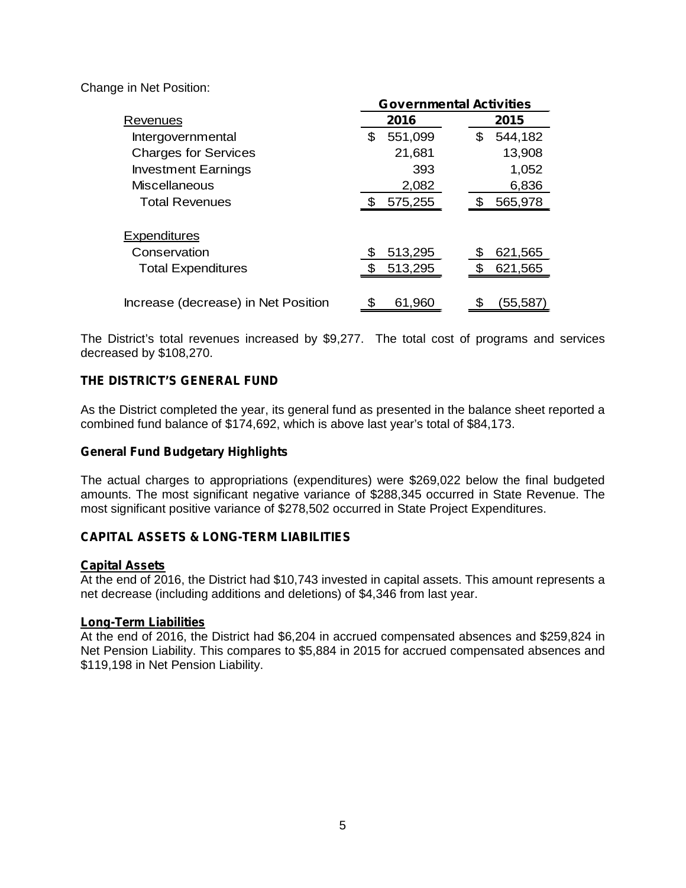Change in Net Position:

| | Governmental Activities | |
|---|---|---|
| Revenues | 2016 | 2015 |
| Intergovernmental | $ 551,099 | $ 544,182 |
| Charges for Services | 21,681 | 13,908 |
| Investment Earnings | 393 | 1,052 |
| Miscellaneous | 2,082 | 6,836 |
| Total Revenues | $ 575,255 | $ 565,978 |
| Expenditures | | |
| Conservation | $ 513,295 | $ 621,565 |
| Total Expenditures | $ 513,295 | $ 621,565 |
| Increase (decrease) in Net Position | $ 61,960 | $ (55,587) |

The District's total revenues increased by $9,277. The total cost of programs and services decreased by $108,270.

## THE DISTRICT'S GENERAL FUND

As the District completed the year, its general fund as presented in the balance sheet reported a combined fund balance of $174,692, which is above last year's total of $84,173.

### General Fund Budgetary Highlights

The actual charges to appropriations (expenditures) were $269,022 below the final budgeted amounts. The most significant negative variance of $288,345 occurred in State Revenue. The most significant positive variance of $278,502 occurred in State Project Expenditures.

## CAPITAL ASSETS & LONG-TERM LIABILITIES

### Capital Assets

At the end of 2016, the District had $10,743 invested in capital assets. This amount represents a net decrease (including additions and deletions) of $4,346 from last year.

### Long-Term Liabilities

At the end of 2016, the District had $6,204 in accrued compensated absences and $259,824 in Net Pension Liability. This compares to $5,884 in 2015 for accrued compensated absences and $119,198 in Net Pension Liability.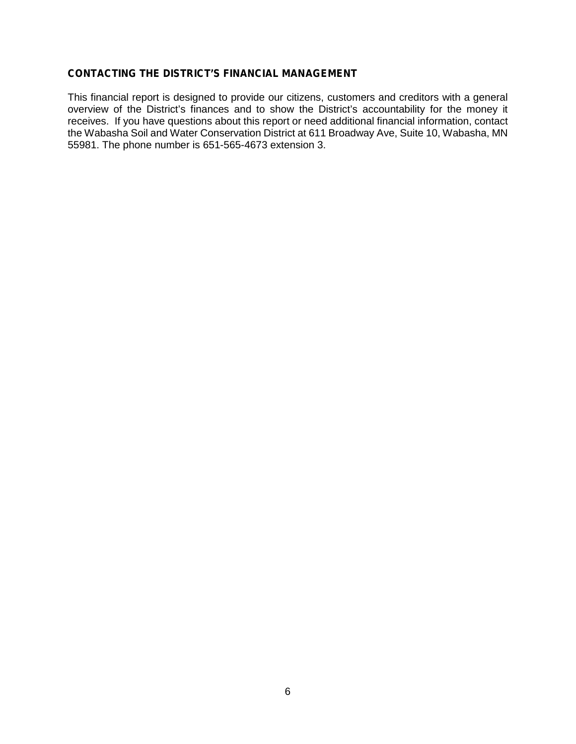### CONTACTING THE DISTRICT'S FINANCIAL MANAGEMENT

This financial report is designed to provide our citizens, customers and creditors with a general overview of the District's finances and to show the District's accountability for the money it receives. If you have questions about this report or need additional financial information, contact the Wabasha Soil and Water Conservation District at 611 Broadway Ave, Suite 10, Wabasha, MN 55981. The phone number is 651-565-4673 extension 3.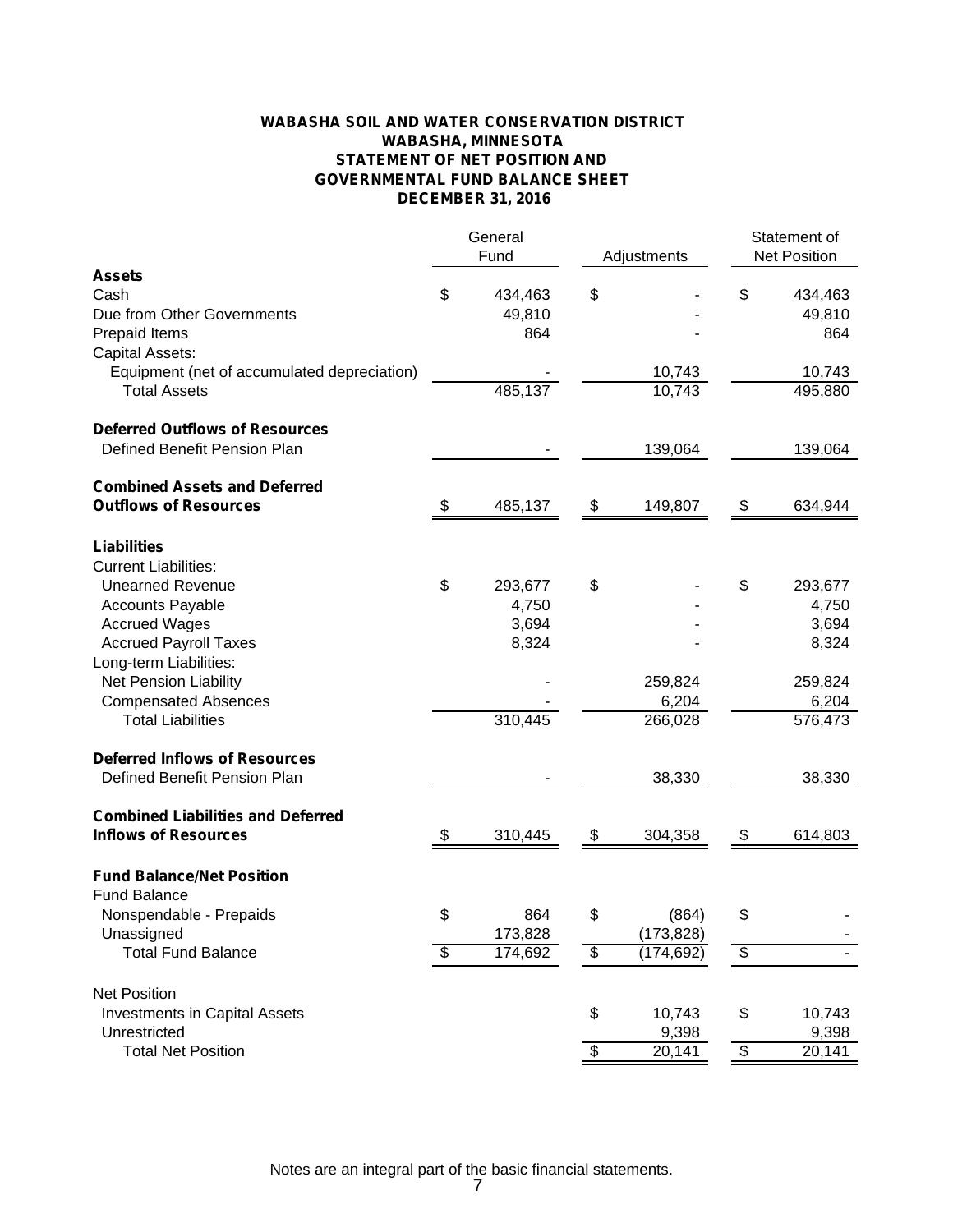# WABASHA SOIL AND WATER CONSERVATION DISTRICT
## WABASHA, MINNESOTA
## STATEMENT OF NET POSITION AND GOVERNMENTAL FUND BALANCE SHEET
## DECEMBER 31, 2016

| | General Fund | Adjustments | Statement of Net Position |
|---|---|---|---|
| **Assets** | | | |
| Cash | $ 434,463 | $ - | $ 434,463 |
| Due from Other Governments | 49,810 | - | 49,810 |
| Prepaid Items | 864 | - | 864 |
| Capital Assets: | | | |
| Equipment (net of accumulated depreciation) | - | 10,743 | 10,743 |
| Total Assets | 485,137 | 10,743 | 495,880 |
| **Deferred Outflows of Resources** | | | |
| Defined Benefit Pension Plan | - | 139,064 | 139,064 |
| **Combined Assets and Deferred Outflows of Resources** | $ 485,137 | $ 149,807 | $ 634,944 |
| **Liabilities** | | | |
| Current Liabilities: | | | |
| Unearned Revenue | $ 293,677 | $ - | $ 293,677 |
| Accounts Payable | 4,750 | - | 4,750 |
| Accrued Wages | 3,694 | - | 3,694 |
| Accrued Payroll Taxes | 8,324 | - | 8,324 |
| Long-term Liabilities: | | | |
| Net Pension Liability | - | 259,824 | 259,824 |
| Compensated Absences | - | 6,204 | 6,204 |
| Total Liabilities | 310,445 | 266,028 | 576,473 |
| **Deferred Inflows of Resources** | | | |
| Defined Benefit Pension Plan | - | 38,330 | 38,330 |
| **Combined Liabilities and Deferred Inflows of Resources** | $ 310,445 | $ 304,358 | $ 614,803 |
| **Fund Balance/Net Position** | | | |
| Fund Balance | | | |
| Nonspendable - Prepaids | $ 864 | $ (864) | $ - |
| Unassigned | 173,828 | (173,828) | - |
| Total Fund Balance | $ 174,692 | $ (174,692) | $ - |
| Net Position | | | |
| Investments in Capital Assets | | $ 10,743 | $ 10,743 |
| Unrestricted | | 9,398 | 9,398 |
| Total Net Position | | $ 20,141 | $ 20,141 |

Notes are an integral part of the basic financial statements.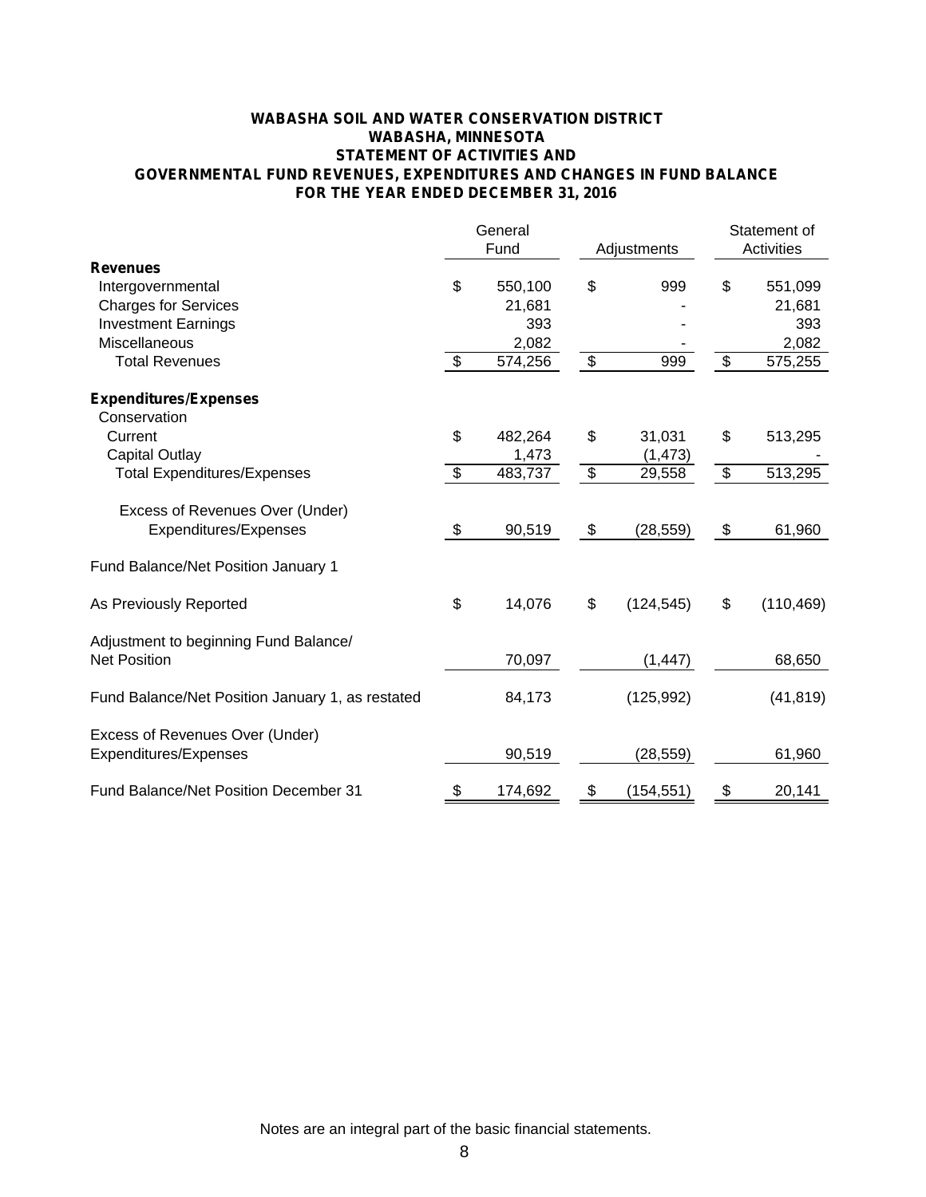**WABASHA SOIL AND WATER CONSERVATION DISTRICT**
**WABASHA, MINNESOTA**
**STATEMENT OF ACTIVITIES AND**
**GOVERNMENTAL FUND REVENUES, EXPENDITURES AND CHANGES IN FUND BALANCE**
**FOR THE YEAR ENDED DECEMBER 31, 2016**

| | General Fund | Adjustments | Statement of Activities |
|---|---|---|---|
| **Revenues** | | | |
| Intergovernmental | $ 550,100 | $ 999 | $ 551,099 |
| Charges for Services | 21,681 | - | 21,681 |
| Investment Earnings | 393 | - | 393 |
| Miscellaneous | 2,082 | - | 2,082 |
| Total Revenues | $ 574,256 | $ 999 | $ 575,255 |
| **Expenditures/Expenses** | | | |
| Conservation | | | |
| Current | $ 482,264 | $ 31,031 | $ 513,295 |
| Capital Outlay | 1,473 | (1,473) | - |
| Total Expenditures/Expenses | $ 483,737 | $ 29,558 | $ 513,295 |
| Excess of Revenues Over (Under) Expenditures/Expenses | $ 90,519 | $ (28,559) | $ 61,960 |
| Fund Balance/Net Position January 1 | | | |
| As Previously Reported | $ 14,076 | $ (124,545) | $ (110,469) |
| Adjustment to beginning Fund Balance/ Net Position | 70,097 | (1,447) | 68,650 |
| Fund Balance/Net Position January 1, as restated | 84,173 | (125,992) | (41,819) |
| Excess of Revenues Over (Under) Expenditures/Expenses | 90,519 | (28,559) | 61,960 |
| Fund Balance/Net Position December 31 | $ 174,692 | $ (154,551) | $ 20,141 |

Notes are an integral part of the basic financial statements.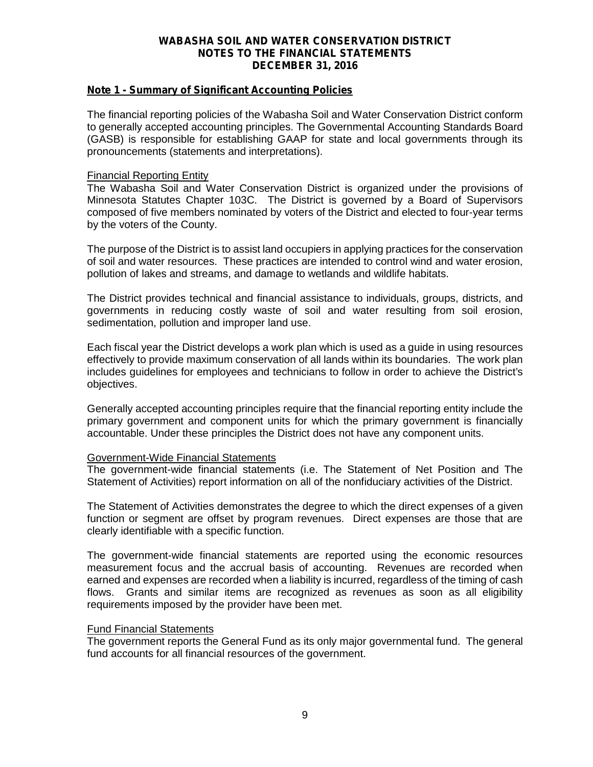**WABASHA SOIL AND WATER CONSERVATION DISTRICT**
**NOTES TO THE FINANCIAL STATEMENTS**
**DECEMBER 31, 2016**

## Note 1 - Summary of Significant Accounting Policies

The financial reporting policies of the Wabasha Soil and Water Conservation District conform to generally accepted accounting principles. The Governmental Accounting Standards Board (GASB) is responsible for establishing GAAP for state and local governments through its pronouncements (statements and interpretations).

### Financial Reporting Entity

The Wabasha Soil and Water Conservation District is organized under the provisions of Minnesota Statutes Chapter 103C. The District is governed by a Board of Supervisors composed of five members nominated by voters of the District and elected to four-year terms by the voters of the County.

The purpose of the District is to assist land occupiers in applying practices for the conservation of soil and water resources. These practices are intended to control wind and water erosion, pollution of lakes and streams, and damage to wetlands and wildlife habitats.

The District provides technical and financial assistance to individuals, groups, districts, and governments in reducing costly waste of soil and water resulting from soil erosion, sedimentation, pollution and improper land use.

Each fiscal year the District develops a work plan which is used as a guide in using resources effectively to provide maximum conservation of all lands within its boundaries. The work plan includes guidelines for employees and technicians to follow in order to achieve the District's objectives.

Generally accepted accounting principles require that the financial reporting entity include the primary government and component units for which the primary government is financially accountable. Under these principles the District does not have any component units.

### Government-Wide Financial Statements

The government-wide financial statements (i.e. The Statement of Net Position and The Statement of Activities) report information on all of the nonfiduciary activities of the District.

The Statement of Activities demonstrates the degree to which the direct expenses of a given function or segment are offset by program revenues. Direct expenses are those that are clearly identifiable with a specific function.

The government-wide financial statements are reported using the economic resources measurement focus and the accrual basis of accounting. Revenues are recorded when earned and expenses are recorded when a liability is incurred, regardless of the timing of cash flows. Grants and similar items are recognized as revenues as soon as all eligibility requirements imposed by the provider have been met.

### Fund Financial Statements

The government reports the General Fund as its only major governmental fund. The general fund accounts for all financial resources of the government.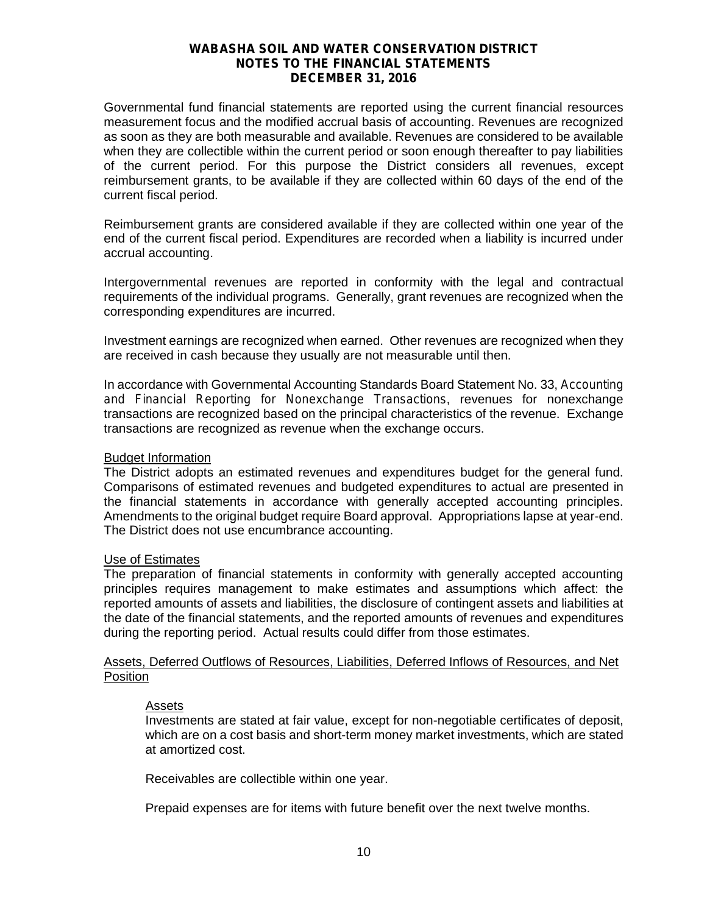Governmental fund financial statements are reported using the current financial resources measurement focus and the modified accrual basis of accounting. Revenues are recognized as soon as they are both measurable and available. Revenues are considered to be available when they are collectible within the current period or soon enough thereafter to pay liabilities of the current period. For this purpose the District considers all revenues, except reimbursement grants, to be available if they are collected within 60 days of the end of the current fiscal period.

Reimbursement grants are considered available if they are collected within one year of the end of the current fiscal period. Expenditures are recorded when a liability is incurred under accrual accounting.

Intergovernmental revenues are reported in conformity with the legal and contractual requirements of the individual programs. Generally, grant revenues are recognized when the corresponding expenditures are incurred.

Investment earnings are recognized when earned. Other revenues are recognized when they are received in cash because they usually are not measurable until then.

In accordance with Governmental Accounting Standards Board Statement No. 33, *Accounting and Financial Reporting for Nonexchange Transactions*, revenues for nonexchange transactions are recognized based on the principal characteristics of the revenue. Exchange transactions are recognized as revenue when the exchange occurs.

### Budget Information

The District adopts an estimated revenues and expenditures budget for the general fund. Comparisons of estimated revenues and budgeted expenditures to actual are presented in the financial statements in accordance with generally accepted accounting principles. Amendments to the original budget require Board approval. Appropriations lapse at year-end. The District does not use encumbrance accounting.

### Use of Estimates

The preparation of financial statements in conformity with generally accepted accounting principles requires management to make estimates and assumptions which affect: the reported amounts of assets and liabilities, the disclosure of contingent assets and liabilities at the date of the financial statements, and the reported amounts of revenues and expenditures during the reporting period. Actual results could differ from those estimates.

### Assets, Deferred Outflows of Resources, Liabilities, Deferred Inflows of Resources, and Net Position

#### Assets

Investments are stated at fair value, except for non-negotiable certificates of deposit, which are on a cost basis and short-term money market investments, which are stated at amortized cost.

Receivables are collectible within one year.

Prepaid expenses are for items with future benefit over the next twelve months.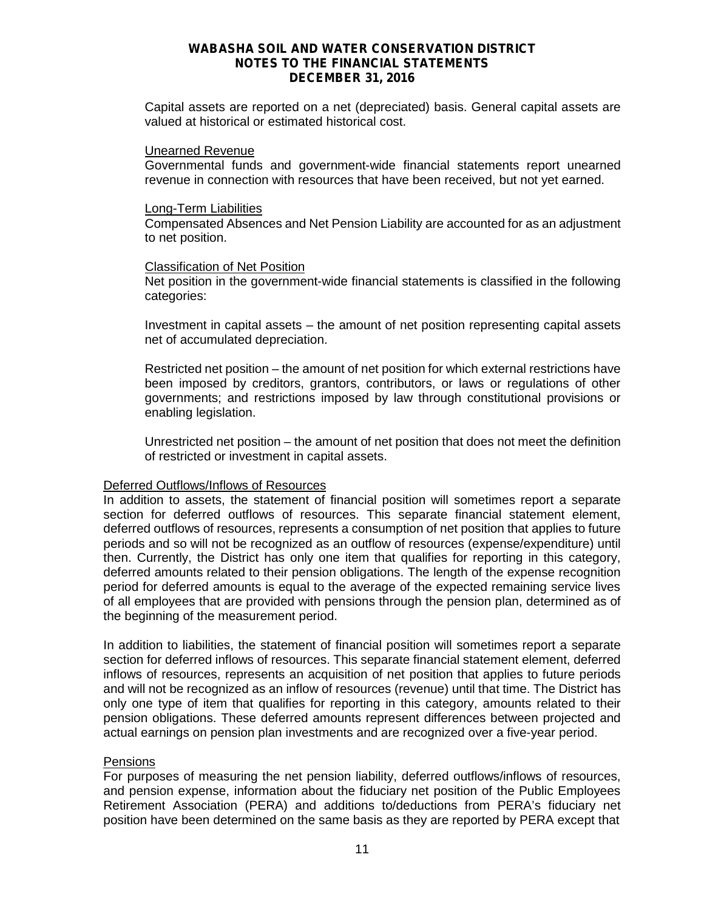Capital assets are reported on a net (depreciated) basis. General capital assets are valued at historical or estimated historical cost.

Unearned Revenue

Governmental funds and government-wide financial statements report unearned revenue in connection with resources that have been received, but not yet earned.

Long-Term Liabilities

Compensated Absences and Net Pension Liability are accounted for as an adjustment to net position.

Classification of Net Position

Net position in the government-wide financial statements is classified in the following categories:

Investment in capital assets – the amount of net position representing capital assets net of accumulated depreciation.

Restricted net position – the amount of net position for which external restrictions have been imposed by creditors, grantors, contributors, or laws or regulations of other governments; and restrictions imposed by law through constitutional provisions or enabling legislation.

Unrestricted net position – the amount of net position that does not meet the definition of restricted or investment in capital assets.

Deferred Outflows/Inflows of Resources

In addition to assets, the statement of financial position will sometimes report a separate section for deferred outflows of resources. This separate financial statement element, deferred outflows of resources, represents a consumption of net position that applies to future periods and so will not be recognized as an outflow of resources (expense/expenditure) until then. Currently, the District has only one item that qualifies for reporting in this category, deferred amounts related to their pension obligations. The length of the expense recognition period for deferred amounts is equal to the average of the expected remaining service lives of all employees that are provided with pensions through the pension plan, determined as of the beginning of the measurement period.

In addition to liabilities, the statement of financial position will sometimes report a separate section for deferred inflows of resources. This separate financial statement element, deferred inflows of resources, represents an acquisition of net position that applies to future periods and will not be recognized as an inflow of resources (revenue) until that time. The District has only one type of item that qualifies for reporting in this category, amounts related to their pension obligations. These deferred amounts represent differences between projected and actual earnings on pension plan investments and are recognized over a five-year period.

Pensions

For purposes of measuring the net pension liability, deferred outflows/inflows of resources, and pension expense, information about the fiduciary net position of the Public Employees Retirement Association (PERA) and additions to/deductions from PERA's fiduciary net position have been determined on the same basis as they are reported by PERA except that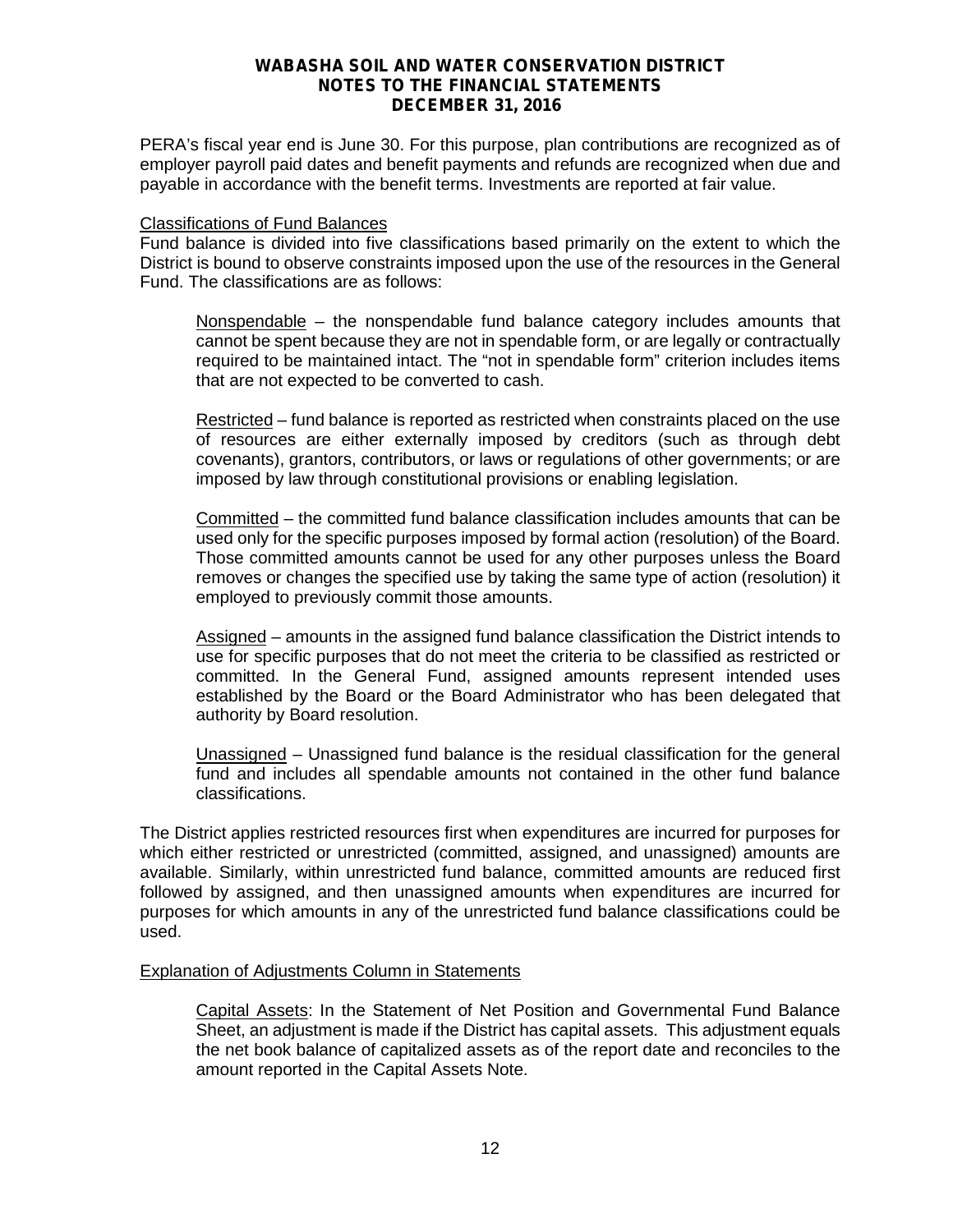PERA's fiscal year end is June 30. For this purpose, plan contributions are recognized as of employer payroll paid dates and benefit payments and refunds are recognized when due and payable in accordance with the benefit terms. Investments are reported at fair value.

Classifications of Fund Balances

Fund balance is divided into five classifications based primarily on the extent to which the District is bound to observe constraints imposed upon the use of the resources in the General Fund. The classifications are as follows:

> Nonspendable – the nonspendable fund balance category includes amounts that cannot be spent because they are not in spendable form, or are legally or contractually required to be maintained intact. The "not in spendable form" criterion includes items that are not expected to be converted to cash.
>
> Restricted – fund balance is reported as restricted when constraints placed on the use of resources are either externally imposed by creditors (such as through debt covenants), grantors, contributors, or laws or regulations of other governments; or are imposed by law through constitutional provisions or enabling legislation.
>
> Committed – the committed fund balance classification includes amounts that can be used only for the specific purposes imposed by formal action (resolution) of the Board. Those committed amounts cannot be used for any other purposes unless the Board removes or changes the specified use by taking the same type of action (resolution) it employed to previously commit those amounts.
>
> Assigned – amounts in the assigned fund balance classification the District intends to use for specific purposes that do not meet the criteria to be classified as restricted or committed. In the General Fund, assigned amounts represent intended uses established by the Board or the Board Administrator who has been delegated that authority by Board resolution.
>
> Unassigned – Unassigned fund balance is the residual classification for the general fund and includes all spendable amounts not contained in the other fund balance classifications.

The District applies restricted resources first when expenditures are incurred for purposes for which either restricted or unrestricted (committed, assigned, and unassigned) amounts are available. Similarly, within unrestricted fund balance, committed amounts are reduced first followed by assigned, and then unassigned amounts when expenditures are incurred for purposes for which amounts in any of the unrestricted fund balance classifications could be used.

Explanation of Adjustments Column in Statements

> Capital Assets: In the Statement of Net Position and Governmental Fund Balance Sheet, an adjustment is made if the District has capital assets. This adjustment equals the net book balance of capitalized assets as of the report date and reconciles to the amount reported in the Capital Assets Note.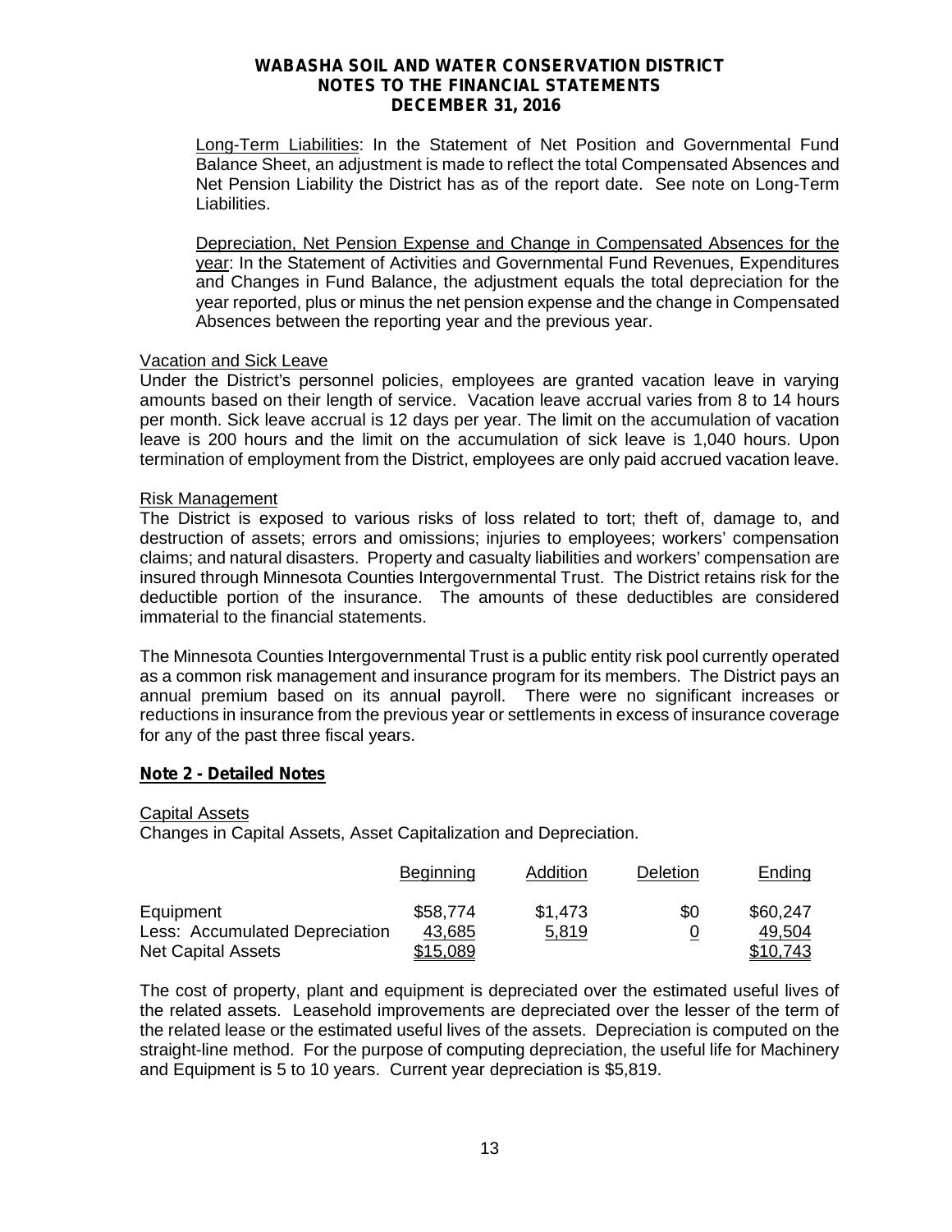Long-Term Liabilities: In the Statement of Net Position and Governmental Fund Balance Sheet, an adjustment is made to reflect the total Compensated Absences and Net Pension Liability the District has as of the report date. See note on Long-Term Liabilities.

Depreciation, Net Pension Expense and Change in Compensated Absences for the year: In the Statement of Activities and Governmental Fund Revenues, Expenditures and Changes in Fund Balance, the adjustment equals the total depreciation for the year reported, plus or minus the net pension expense and the change in Compensated Absences between the reporting year and the previous year.

### Vacation and Sick Leave

Under the District's personnel policies, employees are granted vacation leave in varying amounts based on their length of service. Vacation leave accrual varies from 8 to 14 hours per month. Sick leave accrual is 12 days per year. The limit on the accumulation of vacation leave is 200 hours and the limit on the accumulation of sick leave is 1,040 hours. Upon termination of employment from the District, employees are only paid accrued vacation leave.

### Risk Management

The District is exposed to various risks of loss related to tort; theft of, damage to, and destruction of assets; errors and omissions; injuries to employees; workers' compensation claims; and natural disasters. Property and casualty liabilities and workers' compensation are insured through Minnesota Counties Intergovernmental Trust. The District retains risk for the deductible portion of the insurance. The amounts of these deductibles are considered immaterial to the financial statements.

The Minnesota Counties Intergovernmental Trust is a public entity risk pool currently operated as a common risk management and insurance program for its members. The District pays an annual premium based on its annual payroll. There were no significant increases or reductions in insurance from the previous year or settlements in excess of insurance coverage for any of the past three fiscal years.

## Note 2 - Detailed Notes

### Capital Assets

Changes in Capital Assets, Asset Capitalization and Depreciation.

| | Beginning | Addition | Deletion | Ending |
|---|---|---|---|---|
| Equipment | $58,774 | $1,473 | $0 | $60,247 |
| Less: Accumulated Depreciation | 43,685 | 5,819 | 0 | 49,504 |
| Net Capital Assets | $15,089 | | | $10,743 |

The cost of property, plant and equipment is depreciated over the estimated useful lives of the related assets. Leasehold improvements are depreciated over the lesser of the term of the related lease or the estimated useful lives of the assets. Depreciation is computed on the straight-line method. For the purpose of computing depreciation, the useful life for Machinery and Equipment is 5 to 10 years. Current year depreciation is $5,819.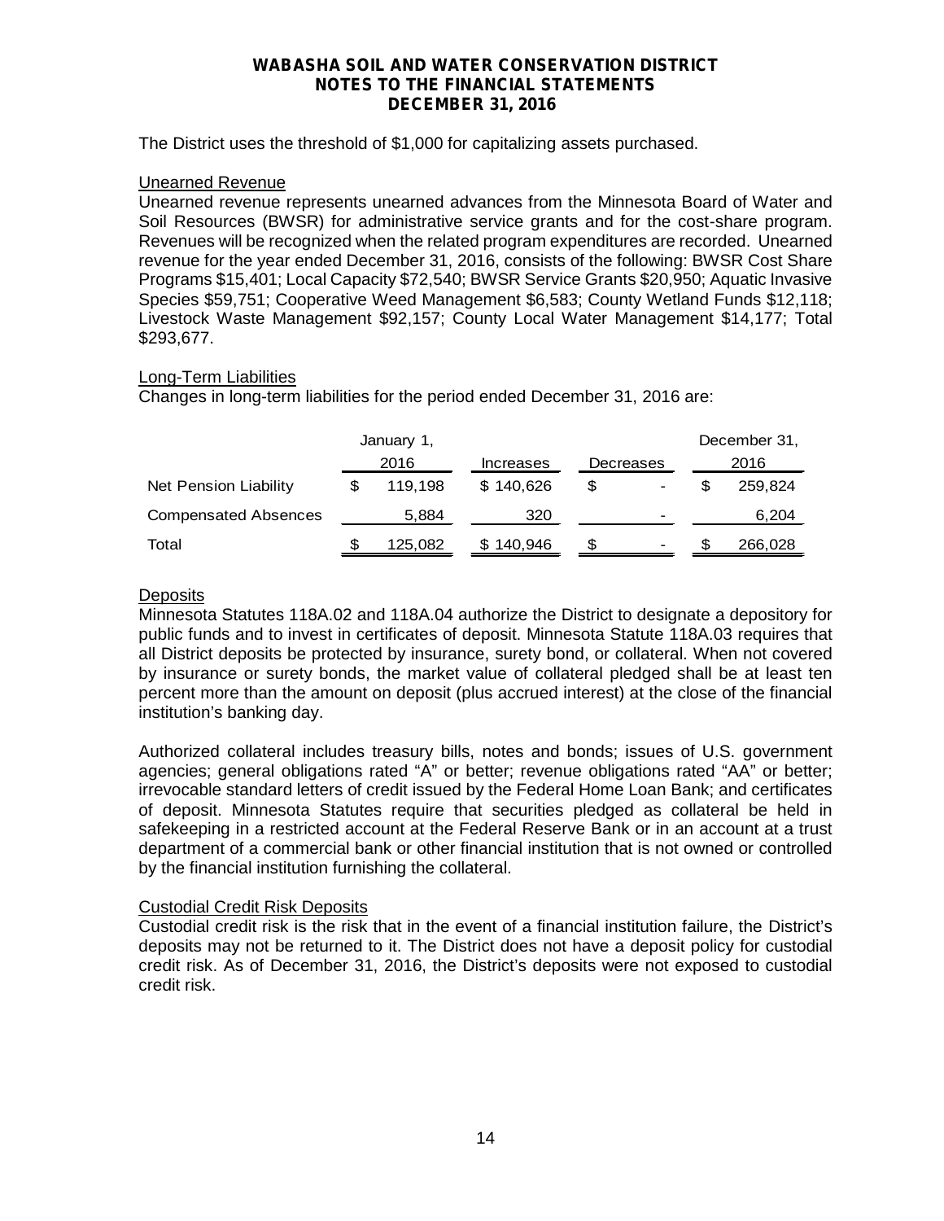The District uses the threshold of $1,000 for capitalizing assets purchased.

Unearned Revenue

Unearned revenue represents unearned advances from the Minnesota Board of Water and Soil Resources (BWSR) for administrative service grants and for the cost-share program. Revenues will be recognized when the related program expenditures are recorded. Unearned revenue for the year ended December 31, 2016, consists of the following: BWSR Cost Share Programs $15,401; Local Capacity $72,540; BWSR Service Grants $20,950; Aquatic Invasive Species $59,751; Cooperative Weed Management $6,583; County Wetland Funds $12,118; Livestock Waste Management $92,157; County Local Water Management $14,177; Total $293,677.

Long-Term Liabilities

Changes in long-term liabilities for the period ended December 31, 2016 are:

| | January 1, 2016 | Increases | Decreases | December 31, 2016 |
|---|---|---|---|---|
| Net Pension Liability | $ 119,198 | $ 140,626 | $ - | $ 259,824 |
| Compensated Absences | 5,884 | 320 | - | 6,204 |
| Total | $ 125,082 | $ 140,946 | $ - | $ 266,028 |

Deposits

Minnesota Statutes 118A.02 and 118A.04 authorize the District to designate a depository for public funds and to invest in certificates of deposit. Minnesota Statute 118A.03 requires that all District deposits be protected by insurance, surety bond, or collateral. When not covered by insurance or surety bonds, the market value of collateral pledged shall be at least ten percent more than the amount on deposit (plus accrued interest) at the close of the financial institution's banking day.

Authorized collateral includes treasury bills, notes and bonds; issues of U.S. government agencies; general obligations rated "A" or better; revenue obligations rated "AA" or better; irrevocable standard letters of credit issued by the Federal Home Loan Bank; and certificates of deposit. Minnesota Statutes require that securities pledged as collateral be held in safekeeping in a restricted account at the Federal Reserve Bank or in an account at a trust department of a commercial bank or other financial institution that is not owned or controlled by the financial institution furnishing the collateral.

Custodial Credit Risk Deposits

Custodial credit risk is the risk that in the event of a financial institution failure, the District's deposits may not be returned to it. The District does not have a deposit policy for custodial credit risk. As of December 31, 2016, the District's deposits were not exposed to custodial credit risk.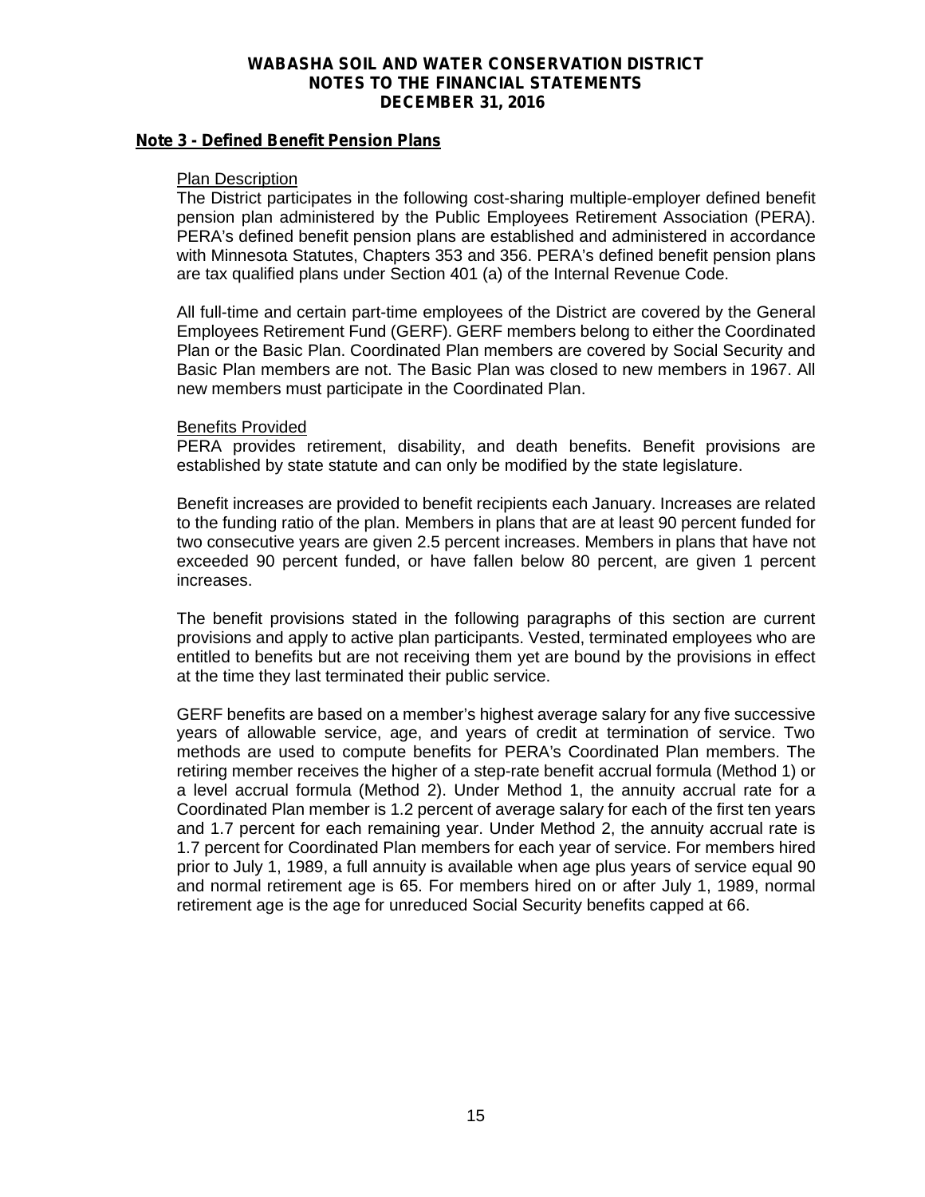**WABASHA SOIL AND WATER CONSERVATION DISTRICT**
**NOTES TO THE FINANCIAL STATEMENTS**
**DECEMBER 31, 2016**

## Note 3 - Defined Benefit Pension Plans

### Plan Description

The District participates in the following cost-sharing multiple-employer defined benefit pension plan administered by the Public Employees Retirement Association (PERA). PERA's defined benefit pension plans are established and administered in accordance with Minnesota Statutes, Chapters 353 and 356. PERA's defined benefit pension plans are tax qualified plans under Section 401 (a) of the Internal Revenue Code.

All full-time and certain part-time employees of the District are covered by the General Employees Retirement Fund (GERF). GERF members belong to either the Coordinated Plan or the Basic Plan. Coordinated Plan members are covered by Social Security and Basic Plan members are not. The Basic Plan was closed to new members in 1967. All new members must participate in the Coordinated Plan.

### Benefits Provided

PERA provides retirement, disability, and death benefits. Benefit provisions are established by state statute and can only be modified by the state legislature.

Benefit increases are provided to benefit recipients each January. Increases are related to the funding ratio of the plan. Members in plans that are at least 90 percent funded for two consecutive years are given 2.5 percent increases. Members in plans that have not exceeded 90 percent funded, or have fallen below 80 percent, are given 1 percent increases.

The benefit provisions stated in the following paragraphs of this section are current provisions and apply to active plan participants. Vested, terminated employees who are entitled to benefits but are not receiving them yet are bound by the provisions in effect at the time they last terminated their public service.

GERF benefits are based on a member's highest average salary for any five successive years of allowable service, age, and years of credit at termination of service. Two methods are used to compute benefits for PERA's Coordinated Plan members. The retiring member receives the higher of a step-rate benefit accrual formula (Method 1) or a level accrual formula (Method 2). Under Method 1, the annuity accrual rate for a Coordinated Plan member is 1.2 percent of average salary for each of the first ten years and 1.7 percent for each remaining year. Under Method 2, the annuity accrual rate is 1.7 percent for Coordinated Plan members for each year of service. For members hired prior to July 1, 1989, a full annuity is available when age plus years of service equal 90 and normal retirement age is 65. For members hired on or after July 1, 1989, normal retirement age is the age for unreduced Social Security benefits capped at 66.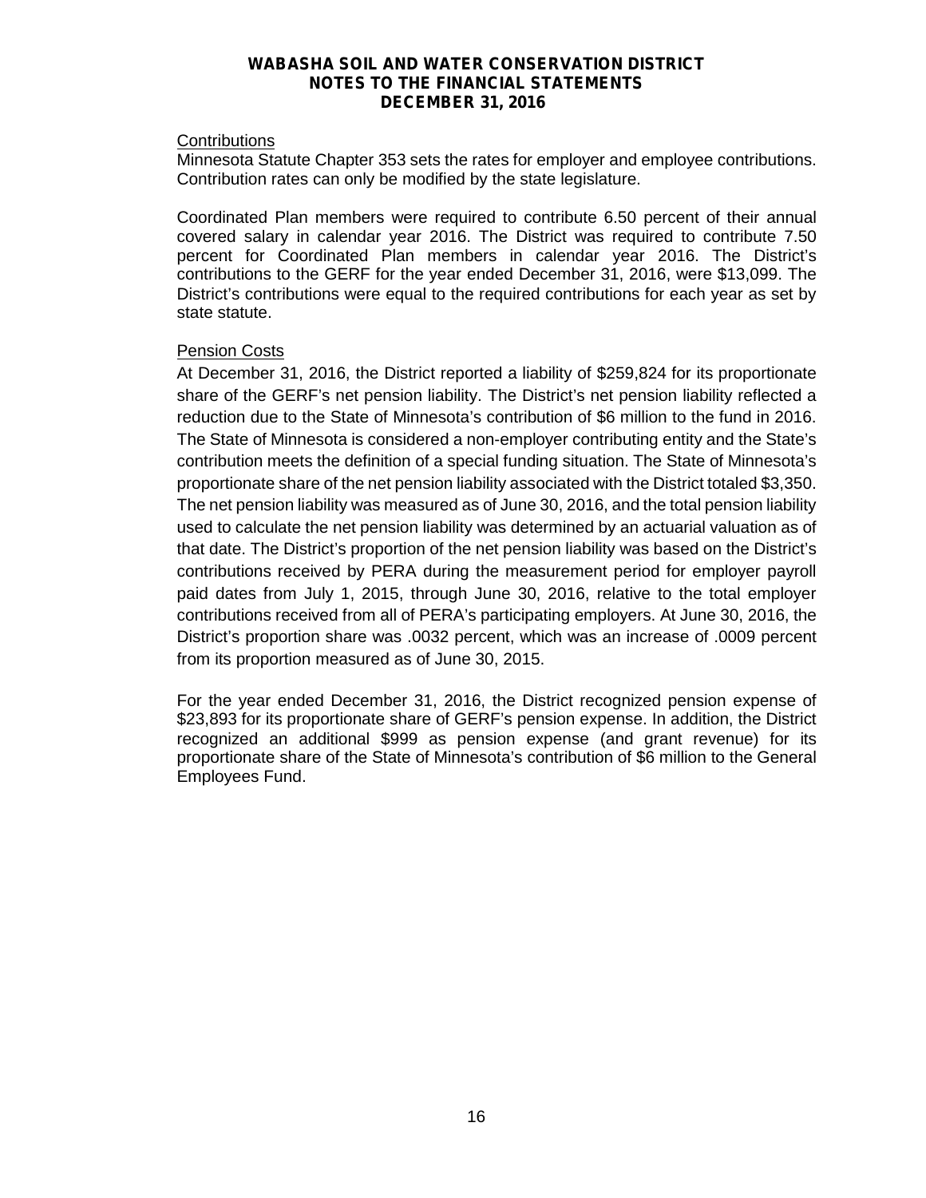Contributions

Minnesota Statute Chapter 353 sets the rates for employer and employee contributions. Contribution rates can only be modified by the state legislature.

Coordinated Plan members were required to contribute 6.50 percent of their annual covered salary in calendar year 2016. The District was required to contribute 7.50 percent for Coordinated Plan members in calendar year 2016. The District's contributions to the GERF for the year ended December 31, 2016, were $13,099. The District's contributions were equal to the required contributions for each year as set by state statute.

Pension Costs

At December 31, 2016, the District reported a liability of $259,824 for its proportionate share of the GERF's net pension liability. The District's net pension liability reflected a reduction due to the State of Minnesota's contribution of $6 million to the fund in 2016. The State of Minnesota is considered a non-employer contributing entity and the State's contribution meets the definition of a special funding situation. The State of Minnesota's proportionate share of the net pension liability associated with the District totaled $3,350. The net pension liability was measured as of June 30, 2016, and the total pension liability used to calculate the net pension liability was determined by an actuarial valuation as of that date. The District's proportion of the net pension liability was based on the District's contributions received by PERA during the measurement period for employer payroll paid dates from July 1, 2015, through June 30, 2016, relative to the total employer contributions received from all of PERA's participating employers. At June 30, 2016, the District's proportion share was .0032 percent, which was an increase of .0009 percent from its proportion measured as of June 30, 2015.

For the year ended December 31, 2016, the District recognized pension expense of $23,893 for its proportionate share of GERF's pension expense. In addition, the District recognized an additional $999 as pension expense (and grant revenue) for its proportionate share of the State of Minnesota's contribution of $6 million to the General Employees Fund.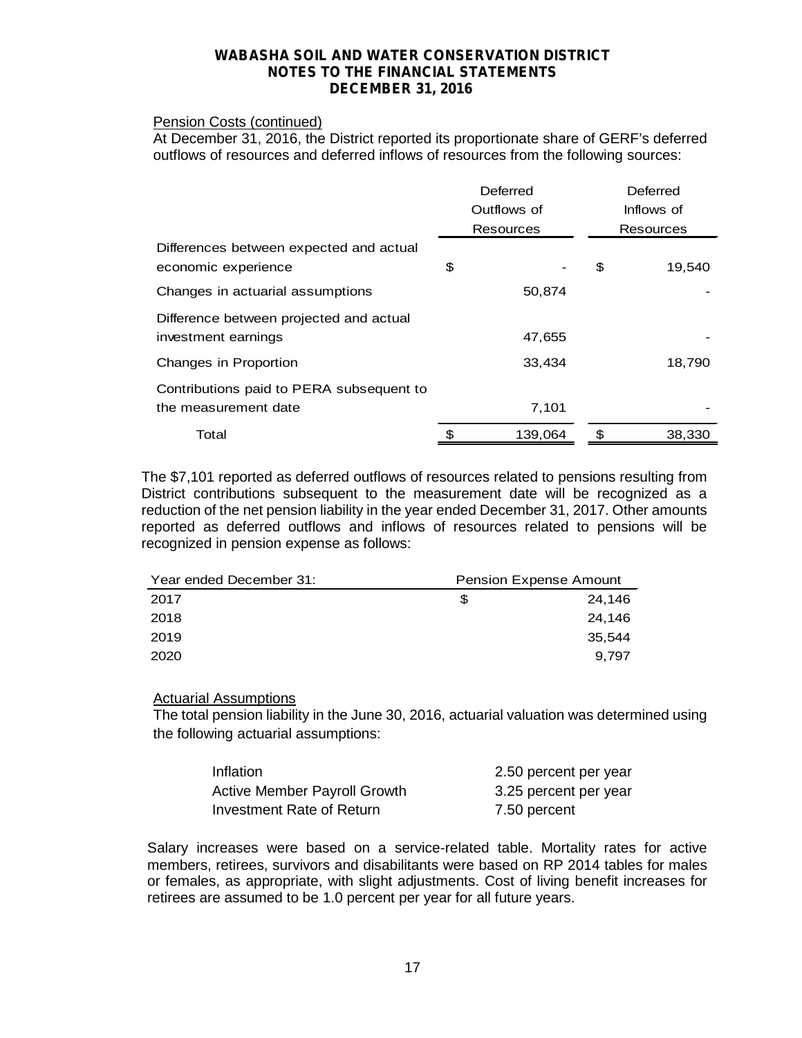Pension Costs (continued)

At December 31, 2016, the District reported its proportionate share of GERF's deferred outflows of resources and deferred inflows of resources from the following sources:

| | Deferred Outflows of Resources | Deferred Inflows of Resources |
|---|---|---|
| Differences between expected and actual economic experience | $ - | $ 19,540 |
| Changes in actuarial assumptions | 50,874 | - |
| Difference between projected and actual investment earnings | 47,655 | - |
| Changes in Proportion | 33,434 | 18,790 |
| Contributions paid to PERA subsequent to the measurement date | 7,101 | - |
| Total | $ 139,064 | $ 38,330 |

The $7,101 reported as deferred outflows of resources related to pensions resulting from District contributions subsequent to the measurement date will be recognized as a reduction of the net pension liability in the year ended December 31, 2017. Other amounts reported as deferred outflows and inflows of resources related to pensions will be recognized in pension expense as follows:

| Year ended December 31: | Pension Expense Amount |
|---|---|
| 2017 | $ 24,146 |
| 2018 | 24,146 |
| 2019 | 35,544 |
| 2020 | 9,797 |

Actuarial Assumptions

The total pension liability in the June 30, 2016, actuarial valuation was determined using the following actuarial assumptions:

| | |
|---|---|
| Inflation | 2.50 percent per year |
| Active Member Payroll Growth | 3.25 percent per year |
| Investment Rate of Return | 7.50 percent |

Salary increases were based on a service-related table. Mortality rates for active members, retirees, survivors and disabilitants were based on RP 2014 tables for males or females, as appropriate, with slight adjustments. Cost of living benefit increases for retirees are assumed to be 1.0 percent per year for all future years.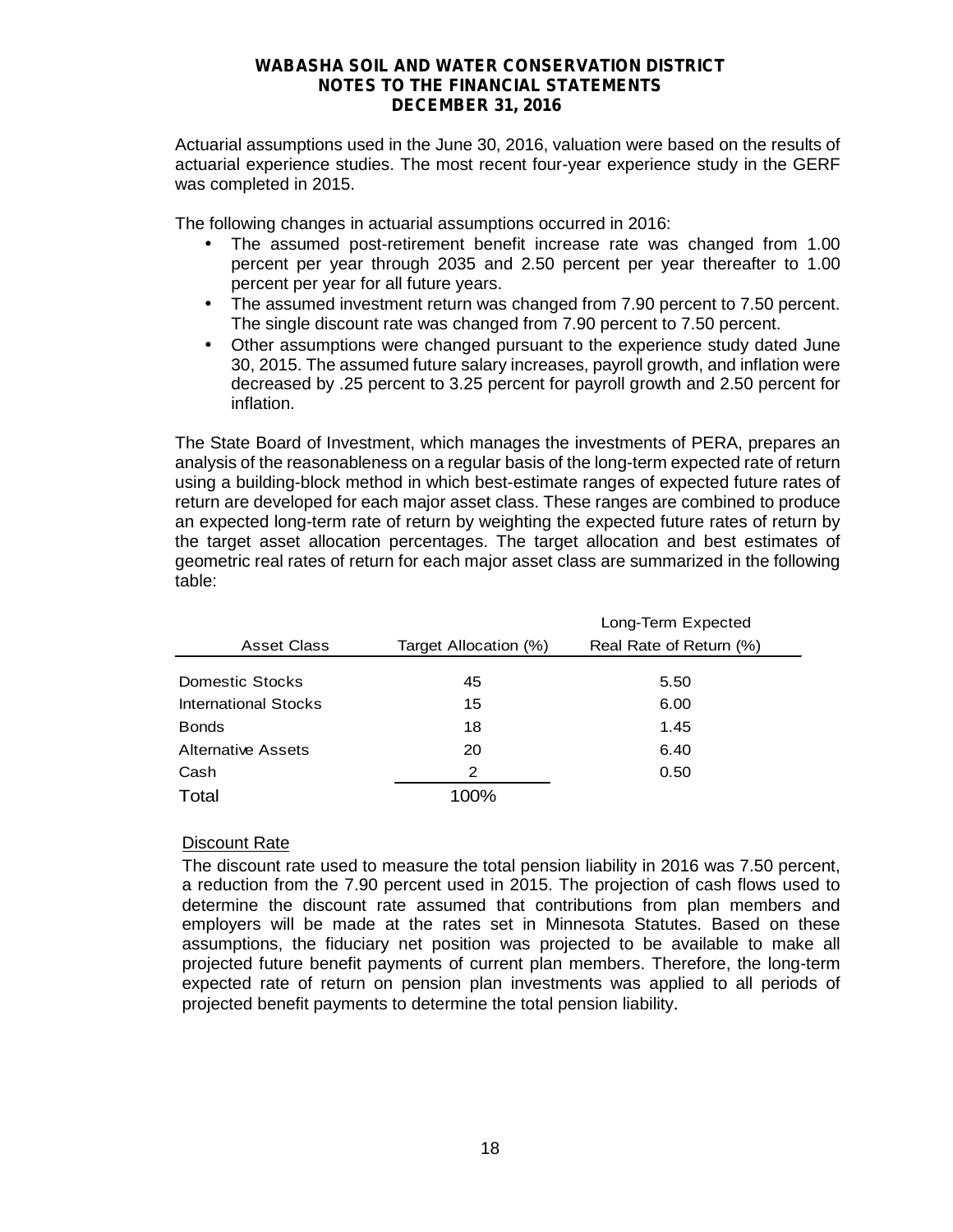Actuarial assumptions used in the June 30, 2016, valuation were based on the results of actuarial experience studies. The most recent four-year experience study in the GERF was completed in 2015.

The following changes in actuarial assumptions occurred in 2016:

- The assumed post-retirement benefit increase rate was changed from 1.00 percent per year through 2035 and 2.50 percent per year thereafter to 1.00 percent per year for all future years.
- The assumed investment return was changed from 7.90 percent to 7.50 percent. The single discount rate was changed from 7.90 percent to 7.50 percent.
- Other assumptions were changed pursuant to the experience study dated June 30, 2015. The assumed future salary increases, payroll growth, and inflation were decreased by .25 percent to 3.25 percent for payroll growth and 2.50 percent for inflation.

The State Board of Investment, which manages the investments of PERA, prepares an analysis of the reasonableness on a regular basis of the long-term expected rate of return using a building-block method in which best-estimate ranges of expected future rates of return are developed for each major asset class. These ranges are combined to produce an expected long-term rate of return by weighting the expected future rates of return by the target asset allocation percentages. The target allocation and best estimates of geometric real rates of return for each major asset class are summarized in the following table:

| Asset Class | Target Allocation (%) | Long-Term Expected Real Rate of Return (%) |
|---|---|---|
| Domestic Stocks | 45 | 5.50 |
| International Stocks | 15 | 6.00 |
| Bonds | 18 | 1.45 |
| Alternative Assets | 20 | 6.40 |
| Cash | 2 | 0.50 |
| Total | 100% | |

Discount Rate

The discount rate used to measure the total pension liability in 2016 was 7.50 percent, a reduction from the 7.90 percent used in 2015. The projection of cash flows used to determine the discount rate assumed that contributions from plan members and employers will be made at the rates set in Minnesota Statutes. Based on these assumptions, the fiduciary net position was projected to be available to make all projected future benefit payments of current plan members. Therefore, the long-term expected rate of return on pension plan investments was applied to all periods of projected benefit payments to determine the total pension liability.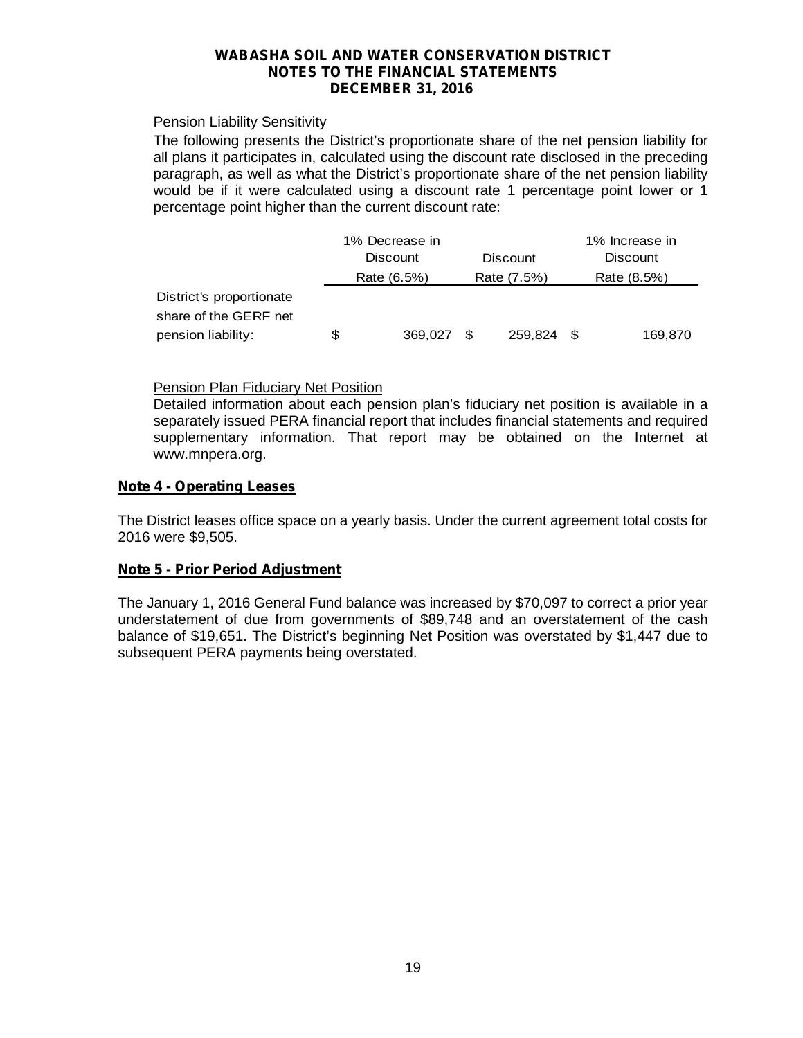Pension Liability Sensitivity

The following presents the District's proportionate share of the net pension liability for all plans it participates in, calculated using the discount rate disclosed in the preceding paragraph, as well as what the District's proportionate share of the net pension liability would be if it were calculated using a discount rate 1 percentage point lower or 1 percentage point higher than the current discount rate:

| | 1% Decrease in Discount Rate (6.5%) | Discount Rate (7.5%) | 1% Increase in Discount Rate (8.5%) |
|---|---|---|---|
| District's proportionate share of the GERF net pension liability: | $ 369,027 | $ 259,824 | $ 169,870 |

Pension Plan Fiduciary Net Position

Detailed information about each pension plan's fiduciary net position is available in a separately issued PERA financial report that includes financial statements and required supplementary information. That report may be obtained on the Internet at www.mnpera.org.

## Note 4 - Operating Leases

The District leases office space on a yearly basis. Under the current agreement total costs for 2016 were $9,505.

## Note 5 - Prior Period Adjustment

The January 1, 2016 General Fund balance was increased by $70,097 to correct a prior year understatement of due from governments of $89,748 and an overstatement of the cash balance of $19,651. The District's beginning Net Position was overstated by $1,447 due to subsequent PERA payments being overstated.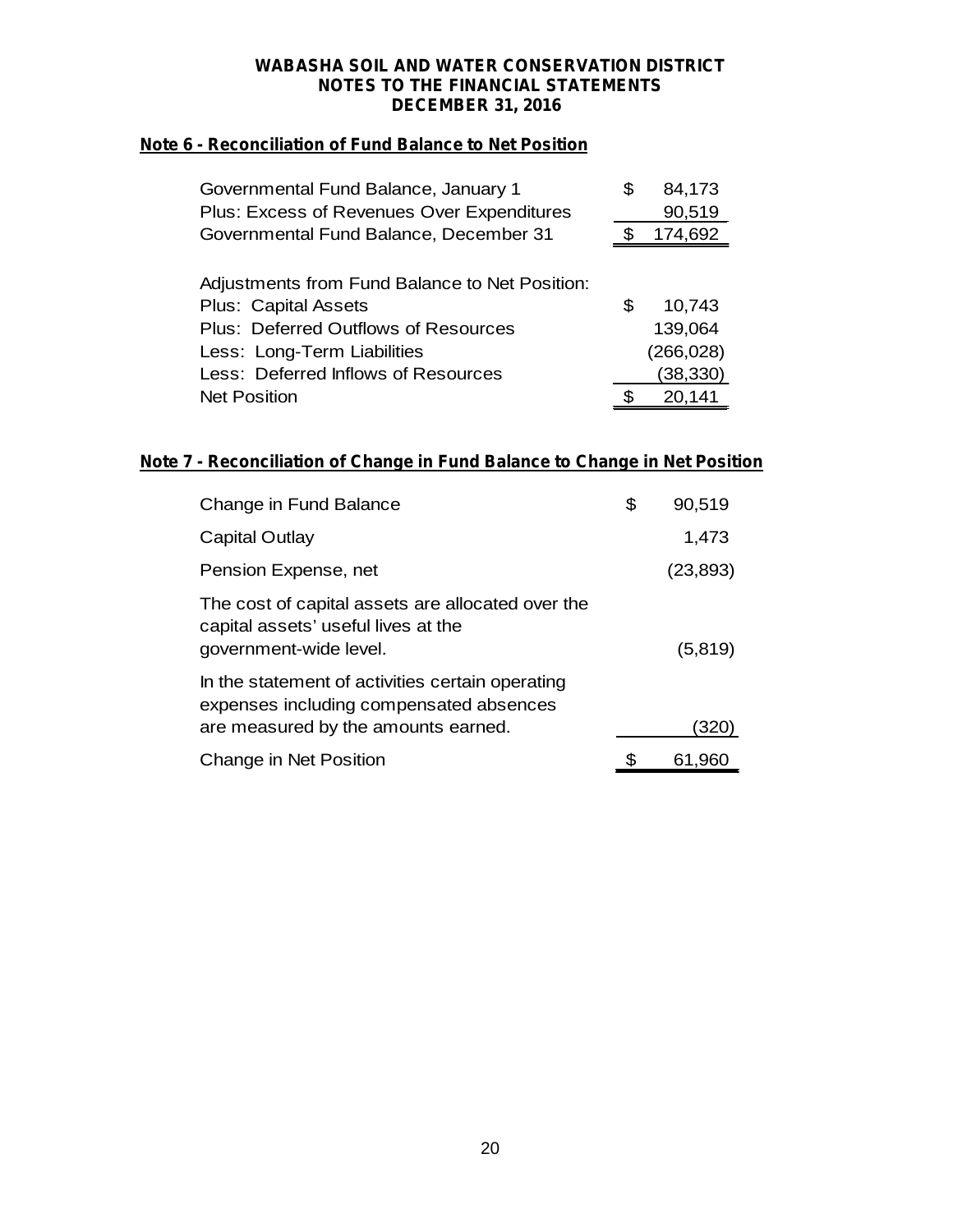# WABASHA SOIL AND WATER CONSERVATION DISTRICT
## NOTES TO THE FINANCIAL STATEMENTS
## DECEMBER 31, 2016

### Note 6 - Reconciliation of Fund Balance to Net Position

| | |
|---|---|
| Governmental Fund Balance, January 1 | $ 84,173 |
| Plus: Excess of Revenues Over Expenditures | 90,519 |
| Governmental Fund Balance, December 31 | $ 174,692 |
| | |
| Adjustments from Fund Balance to Net Position: | |
| Plus: Capital Assets | $ 10,743 |
| Plus: Deferred Outflows of Resources | 139,064 |
| Less: Long-Term Liabilities | (266,028) |
| Less: Deferred Inflows of Resources | (38,330) |
| Net Position | $ 20,141 |

### Note 7 - Reconciliation of Change in Fund Balance to Change in Net Position

| | |
|---|---|
| Change in Fund Balance | $ 90,519 |
| Capital Outlay | 1,473 |
| Pension Expense, net | (23,893) |
| The cost of capital assets are allocated over the capital assets' useful lives at the government-wide level. | (5,819) |
| In the statement of activities certain operating expenses including compensated absences are measured by the amounts earned. | (320) |
| Change in Net Position | $ 61,960 |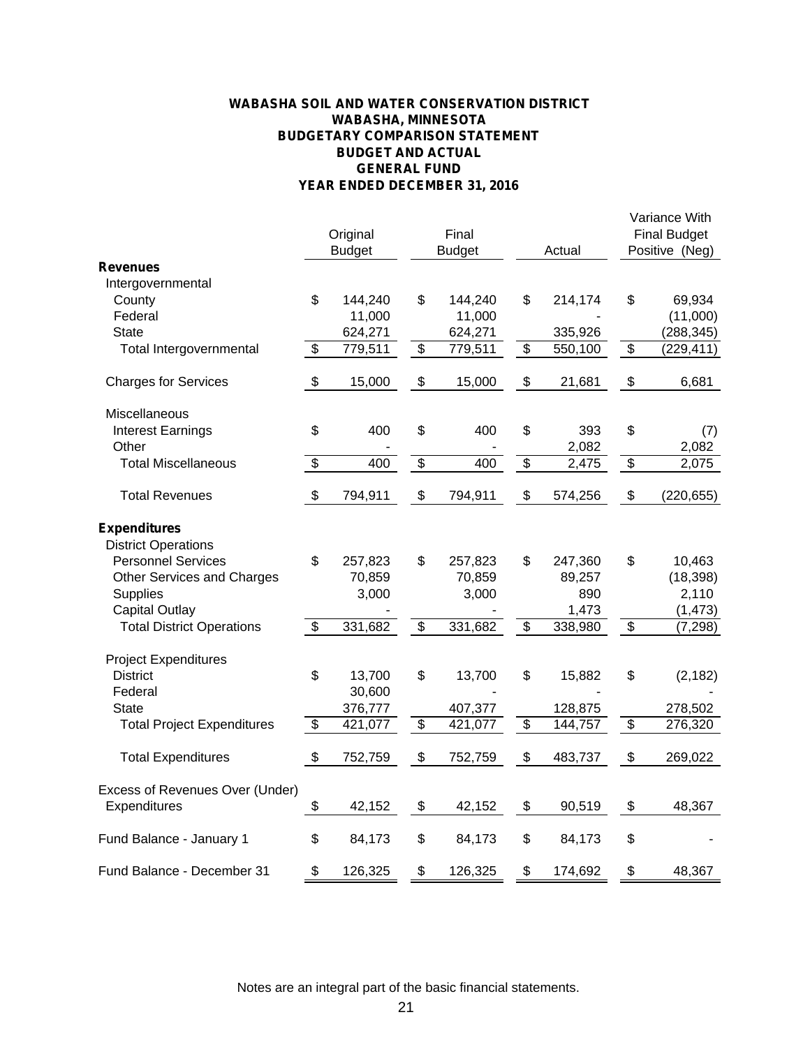**WABASHA SOIL AND WATER CONSERVATION DISTRICT**
**WABASHA, MINNESOTA**
**BUDGETARY COMPARISON STATEMENT**
**BUDGET AND ACTUAL**
**GENERAL FUND**
**YEAR ENDED DECEMBER 31, 2016**

| | Original Budget | Final Budget | Actual | Variance With Final Budget Positive (Neg) |
|---|---|---|---|---|
| **Revenues** | | | | |
| Intergovernmental | | | | |
| County | $ 144,240 | $ 144,240 | $ 214,174 | $ 69,934 |
| Federal | 11,000 | 11,000 | - | (11,000) |
| State | 624,271 | 624,271 | 335,926 | (288,345) |
| Total Intergovernmental | $ 779,511 | $ 779,511 | $ 550,100 | $ (229,411) |
| Charges for Services | $ 15,000 | $ 15,000 | $ 21,681 | $ 6,681 |
| Miscellaneous | | | | |
| Interest Earnings | $ 400 | $ 400 | $ 393 | $ (7) |
| Other | - | - | 2,082 | 2,082 |
| Total Miscellaneous | $ 400 | $ 400 | $ 2,475 | $ 2,075 |
| Total Revenues | $ 794,911 | $ 794,911 | $ 574,256 | $ (220,655) |
| **Expenditures** | | | | |
| District Operations | | | | |
| Personnel Services | $ 257,823 | $ 257,823 | $ 247,360 | $ 10,463 |
| Other Services and Charges | 70,859 | 70,859 | 89,257 | (18,398) |
| Supplies | 3,000 | 3,000 | 890 | 2,110 |
| Capital Outlay | - | - | 1,473 | (1,473) |
| Total District Operations | $ 331,682 | $ 331,682 | $ 338,980 | $ (7,298) |
| Project Expenditures | | | | |
| District | $ 13,700 | $ 13,700 | $ 15,882 | $ (2,182) |
| Federal | 30,600 | - | - | - |
| State | 376,777 | 407,377 | 128,875 | 278,502 |
| Total Project Expenditures | $ 421,077 | $ 421,077 | $ 144,757 | $ 276,320 |
| Total Expenditures | $ 752,759 | $ 752,759 | $ 483,737 | $ 269,022 |
| Excess of Revenues Over (Under) Expenditures | $ 42,152 | $ 42,152 | $ 90,519 | $ 48,367 |
| Fund Balance - January 1 | $ 84,173 | $ 84,173 | $ 84,173 | $ - |
| Fund Balance - December 31 | $ 126,325 | $ 126,325 | $ 174,692 | $ 48,367 |

Notes are an integral part of the basic financial statements.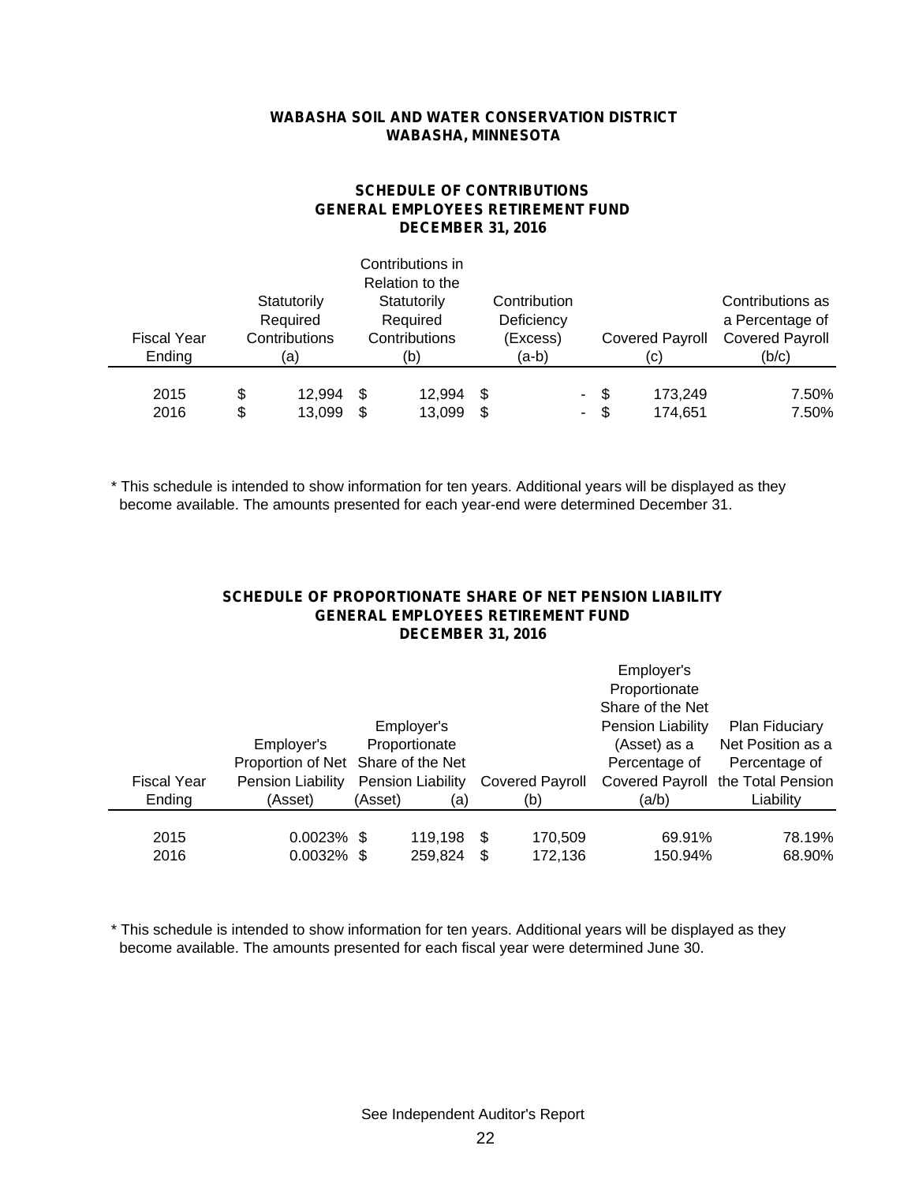**WABASHA SOIL AND WATER CONSERVATION DISTRICT**
**WABASHA, MINNESOTA**

## SCHEDULE OF CONTRIBUTIONS
## GENERAL EMPLOYEES RETIREMENT FUND
## DECEMBER 31, 2016

| Fiscal Year Ending | Statutorily Required Contributions (a) | Contributions in Relation to the Statutorily Required Contributions (b) | Contribution Deficiency (Excess) (a-b) | Covered Payroll (c) | Contributions as a Percentage of Covered Payroll (b/c) |
|---|---|---|---|---|---|
| 2015 | $ 12,994 | $ 12,994 | $ - | $ 173,249 | 7.50% |
| 2016 | $ 13,099 | $ 13,099 | $ - | $ 174,651 | 7.50% |

* This schedule is intended to show information for ten years. Additional years will be displayed as they become available. The amounts presented for each year-end were determined December 31.

## SCHEDULE OF PROPORTIONATE SHARE OF NET PENSION LIABILITY
## GENERAL EMPLOYEES RETIREMENT FUND
## DECEMBER 31, 2016

| Fiscal Year Ending | Employer's Proportion of Net Pension Liability (Asset) | Employer's Proportionate Share of the Net Pension Liability (Asset) (a) | Covered Payroll (b) | Employer's Proportionate Share of the Net Pension Liability (Asset) as a Percentage of Covered Payroll (a/b) | Plan Fiduciary Net Position as a Percentage of the Total Pension Liability |
|---|---|---|---|---|---|
| 2015 | 0.0023% | $ 119,198 | $ 170,509 | 69.91% | 78.19% |
| 2016 | 0.0032% | $ 259,824 | $ 172,136 | 150.94% | 68.90% |

* This schedule is intended to show information for ten years. Additional years will be displayed as they become available. The amounts presented for each fiscal year were determined June 30.

See Independent Auditor's Report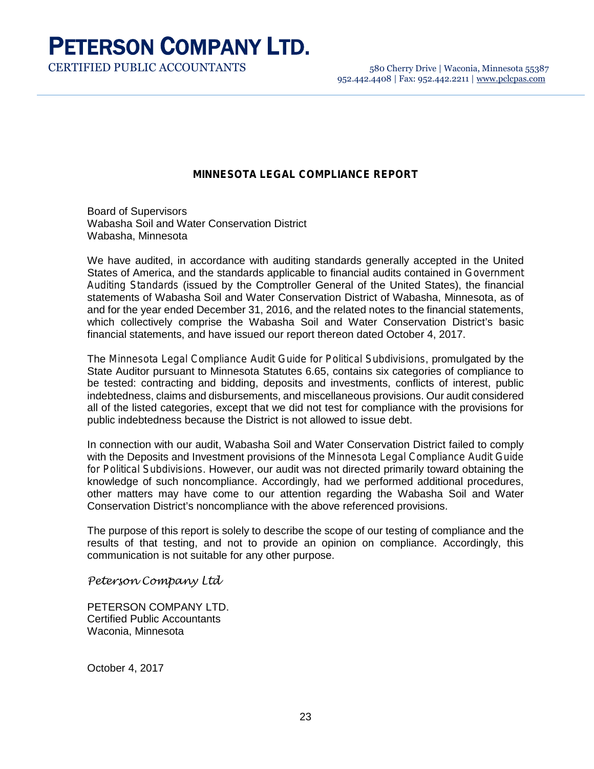# PETERSON COMPANY LTD.

CERTIFIED PUBLIC ACCOUNTANTS

580 Cherry Drive | Waconia, Minnesota 55387
952.442.4408 | Fax: 952.442.2211 | www.pclcpas.com

## MINNESOTA LEGAL COMPLIANCE REPORT

Board of Supervisors
Wabasha Soil and Water Conservation District
Wabasha, Minnesota

We have audited, in accordance with auditing standards generally accepted in the United States of America, and the standards applicable to financial audits contained in *Government Auditing Standards* (issued by the Comptroller General of the United States), the financial statements of Wabasha Soil and Water Conservation District of Wabasha, Minnesota, as of and for the year ended December 31, 2016, and the related notes to the financial statements, which collectively comprise the Wabasha Soil and Water Conservation District's basic financial statements, and have issued our report thereon dated October 4, 2017.

The *Minnesota Legal Compliance Audit Guide for Political Subdivisions*, promulgated by the State Auditor pursuant to Minnesota Statutes 6.65, contains six categories of compliance to be tested: contracting and bidding, deposits and investments, conflicts of interest, public indebtedness, claims and disbursements, and miscellaneous provisions. Our audit considered all of the listed categories, except that we did not test for compliance with the provisions for public indebtedness because the District is not allowed to issue debt.

In connection with our audit, Wabasha Soil and Water Conservation District failed to comply with the Deposits and Investment provisions of the *Minnesota Legal Compliance Audit Guide for Political Subdivisions*. However, our audit was not directed primarily toward obtaining the knowledge of such noncompliance. Accordingly, had we performed additional procedures, other matters may have come to our attention regarding the Wabasha Soil and Water Conservation District's noncompliance with the above referenced provisions.

The purpose of this report is solely to describe the scope of our testing of compliance and the results of that testing, and not to provide an opinion on compliance. Accordingly, this communication is not suitable for any other purpose.

*Peterson Company Ltd*

PETERSON COMPANY LTD.
Certified Public Accountants
Waconia, Minnesota

October 4, 2017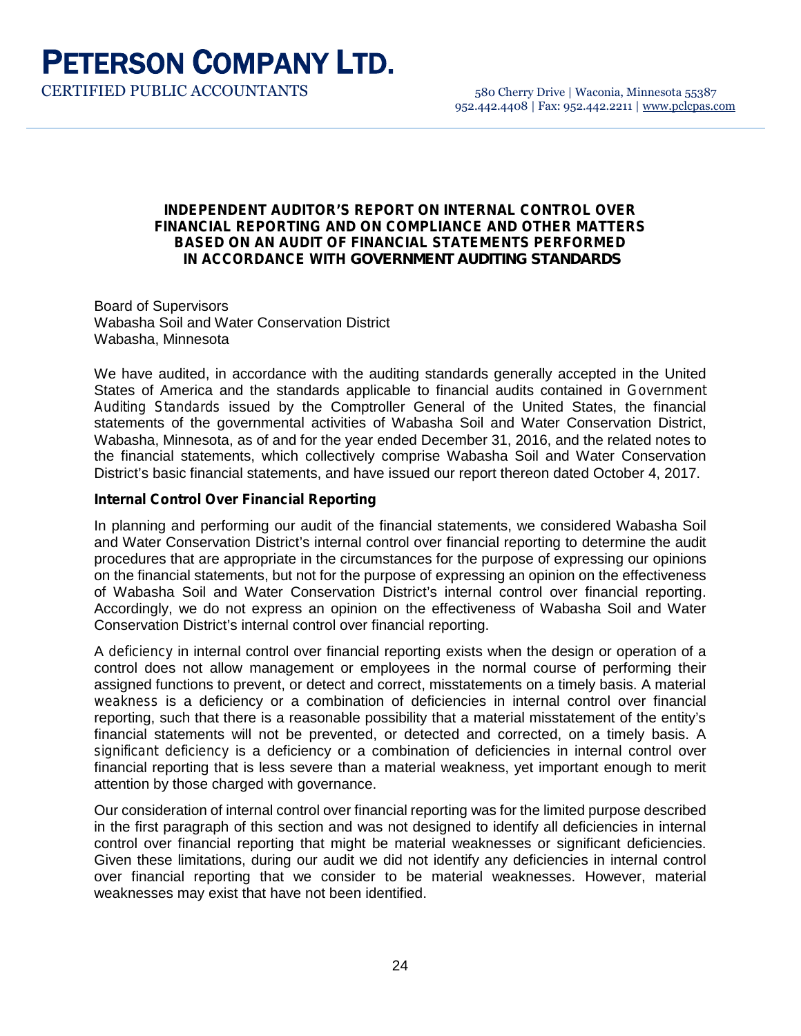# PETERSON COMPANY LTD.

CERTIFIED PUBLIC ACCOUNTANTS

580 Cherry Drive | Waconia, Minnesota 55387
952.442.4408 | Fax: 952.442.2211 | www.pclcpas.com

## INDEPENDENT AUDITOR'S REPORT ON INTERNAL CONTROL OVER FINANCIAL REPORTING AND ON COMPLIANCE AND OTHER MATTERS BASED ON AN AUDIT OF FINANCIAL STATEMENTS PERFORMED IN ACCORDANCE WITH *GOVERNMENT AUDITING STANDARDS*

Board of Supervisors
Wabasha Soil and Water Conservation District
Wabasha, Minnesota

We have audited, in accordance with the auditing standards generally accepted in the United States of America and the standards applicable to financial audits contained in *Government Auditing Standards* issued by the Comptroller General of the United States, the financial statements of the governmental activities of Wabasha Soil and Water Conservation District, Wabasha, Minnesota, as of and for the year ended December 31, 2016, and the related notes to the financial statements, which collectively comprise Wabasha Soil and Water Conservation District's basic financial statements, and have issued our report thereon dated October 4, 2017.

### Internal Control Over Financial Reporting

In planning and performing our audit of the financial statements, we considered Wabasha Soil and Water Conservation District's internal control over financial reporting to determine the audit procedures that are appropriate in the circumstances for the purpose of expressing our opinions on the financial statements, but not for the purpose of expressing an opinion on the effectiveness of Wabasha Soil and Water Conservation District's internal control over financial reporting. Accordingly, we do not express an opinion on the effectiveness of Wabasha Soil and Water Conservation District's internal control over financial reporting.

A *deficiency* in internal control over financial reporting exists when the design or operation of a control does not allow management or employees in the normal course of performing their assigned functions to prevent, or detect and correct, misstatements on a timely basis. A *material weakness* is a deficiency or a combination of deficiencies in internal control over financial reporting, such that there is a reasonable possibility that a material misstatement of the entity's financial statements will not be prevented, or detected and corrected, on a timely basis. A *significant deficiency* is a deficiency or a combination of deficiencies in internal control over financial reporting that is less severe than a material weakness, yet important enough to merit attention by those charged with governance.

Our consideration of internal control over financial reporting was for the limited purpose described in the first paragraph of this section and was not designed to identify all deficiencies in internal control over financial reporting that might be material weaknesses or significant deficiencies. Given these limitations, during our audit we did not identify any deficiencies in internal control over financial reporting that we consider to be material weaknesses. However, material weaknesses may exist that have not been identified.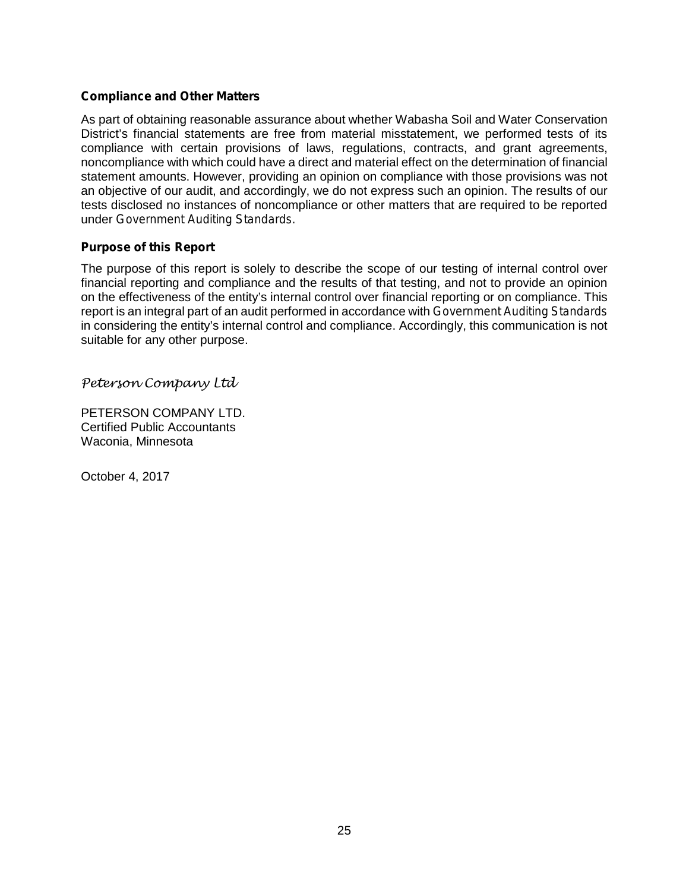### Compliance and Other Matters

As part of obtaining reasonable assurance about whether Wabasha Soil and Water Conservation District's financial statements are free from material misstatement, we performed tests of its compliance with certain provisions of laws, regulations, contracts, and grant agreements, noncompliance with which could have a direct and material effect on the determination of financial statement amounts. However, providing an opinion on compliance with those provisions was not an objective of our audit, and accordingly, we do not express such an opinion. The results of our tests disclosed no instances of noncompliance or other matters that are required to be reported under *Government Auditing Standards*.

### Purpose of this Report

The purpose of this report is solely to describe the scope of our testing of internal control over financial reporting and compliance and the results of that testing, and not to provide an opinion on the effectiveness of the entity's internal control over financial reporting or on compliance. This report is an integral part of an audit performed in accordance with *Government Auditing Standards* in considering the entity's internal control and compliance. Accordingly, this communication is not suitable for any other purpose.

*Peterson Company Ltd*

PETERSON COMPANY LTD.
Certified Public Accountants
Waconia, Minnesota

October 4, 2017